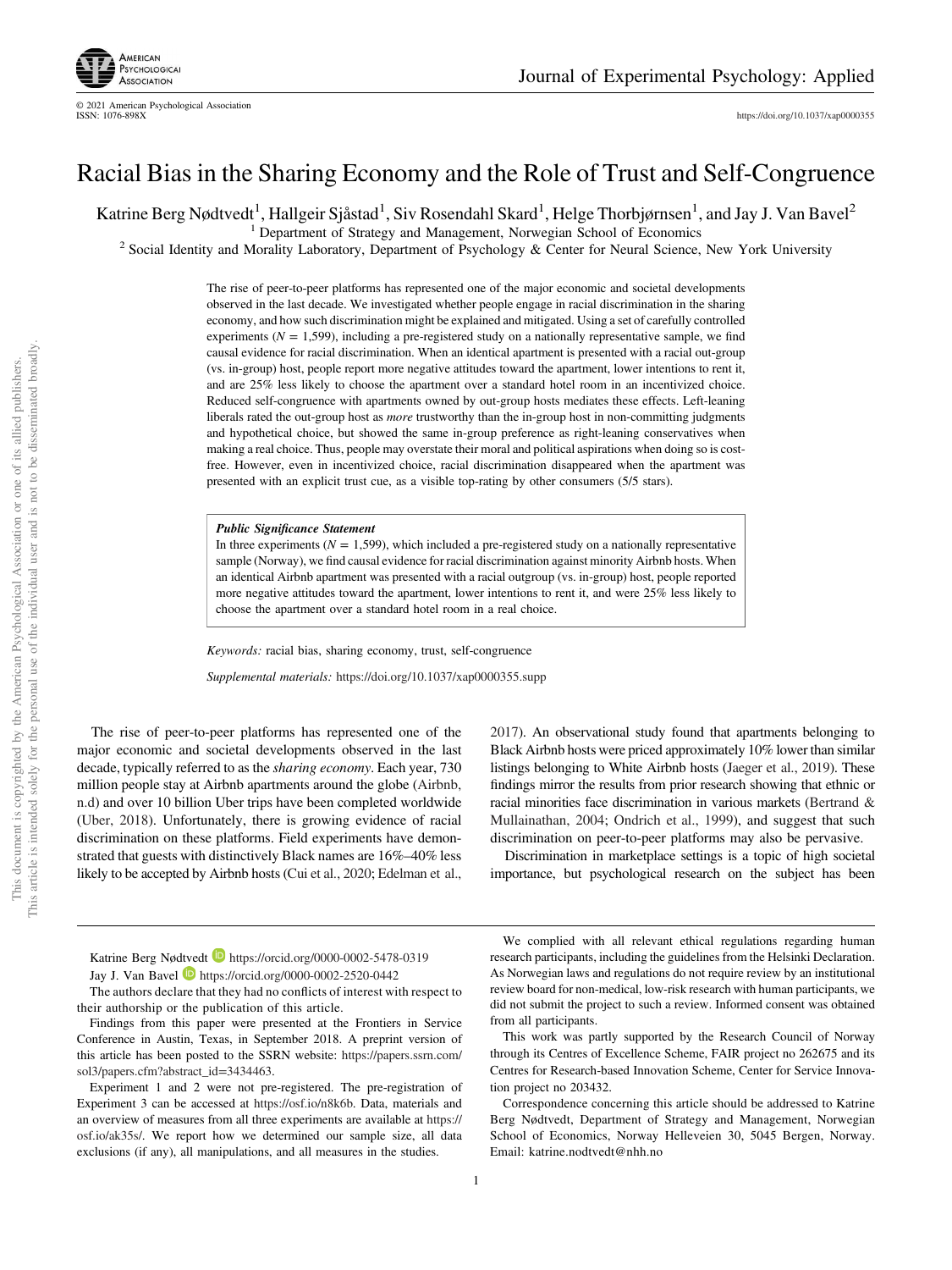# Racial Bias in the Sharing Economy and the Role of Trust and Self-Congruence

Katrine Berg Nødtvedt[1], Hallgeir Sjåstad[1], Siv Rosendahl Skard[1], Helge Thorbjørnsen[1], and Jay J. Van Bavel[2]

[1] Department of Strategy and Management, Norwegian School of Economics
[2] Social Identity and Morality Laboratory, Department of Psychology & Center for Neural Science, New York University

The rise of peer-to-peer platforms has represented one of the major economic and societal developments observed in the last decade. We investigated whether people engage in racial discrimination in the sharing economy, and how such discrimination might be explained and mitigated. Using a set of carefully controlled experiments ($N = 1,599$), including a pre-registered study on a nationally representative sample, we find causal evidence for racial discrimination. When an identical apartment is presented with a racial out-group (vs. in-group) host, people report more negative attitudes toward the apartment, lower intentions to rent it, and are 25% less likely to choose the apartment over a standard hotel room in an incentivized choice. Reduced self-congruence with apartments owned by out-group hosts mediates these effects. Left-leaning liberals rated the out-group host as *more* trustworthy than the in-group host in non-committing judgments and hypothetical choice, but showed the same in-group preference as right-leaning conservatives when making a real choice. Thus, people may overstate their moral and political aspirations when doing so is cost-free. However, even in incentivized choice, racial discrimination disappeared when the apartment was presented with an explicit trust cue, as a visible top-rating by other consumers (5/5 stars).

> ***Public Significance Statement***
> In three experiments ($N = 1,599$), which included a pre-registered study on a nationally representative sample (Norway), we find causal evidence for racial discrimination against minority Airbnb hosts. When an identical Airbnb apartment was presented with a racial outgroup (vs. in-group) host, people reported more negative attitudes toward the apartment, lower intentions to rent it, and were 25% less likely to choose the apartment over a standard hotel room in a real choice.

*Keywords:* racial bias, sharing economy, trust, self-congruence

*Supplemental materials:* https://doi.org/10.1037/xap0000355.supp

The rise of peer-to-peer platforms has represented one of the major economic and societal developments observed in the last decade, typically referred to as the *sharing economy*. Each year, 730 million people stay at Airbnb apartments around the globe (Airbnb, n.d) and over 10 billion Uber trips have been completed worldwide (Uber, 2018). Unfortunately, there is growing evidence of racial discrimination on these platforms. Field experiments have demonstrated that guests with distinctively Black names are 16%–40% less likely to be accepted by Airbnb hosts (Cui et al., 2020; Edelman et al., 2017). An observational study found that apartments belonging to Black Airbnb hosts were priced approximately 10% lower than similar listings belonging to White Airbnb hosts (Jaeger et al., 2019). These findings mirror the results from prior research showing that ethnic or racial minorities face discrimination in various markets (Bertrand & Mullainathan, 2004; Ondrich et al., 1999), and suggest that such discrimination on peer-to-peer platforms may also be pervasive.

Discrimination in marketplace settings is a topic of high societal importance, but psychological research on the subject has been

---

Katrine Berg Nødtvedt https://orcid.org/0000-0002-5478-0319

Jay J. Van Bavel https://orcid.org/0000-0002-2520-0442

The authors declare that they had no conflicts of interest with respect to their authorship or the publication of this article.

Findings from this paper were presented at the Frontiers in Service Conference in Austin, Texas, in September 2018. A preprint version of this article has been posted to the SSRN website: https://papers.ssrn.com/sol3/papers.cfm?abstract_id=3434463.

Experiment 1 and 2 were not pre-registered. The pre-registration of Experiment 3 can be accessed at https://osf.io/n8k6b. Data, materials and an overview of measures from all three experiments are available at https://osf.io/ak35s/. We report how we determined our sample size, all data exclusions (if any), all manipulations, and all measures in the studies.

We complied with all relevant ethical regulations regarding human research participants, including the guidelines from the Helsinki Declaration. As Norwegian laws and regulations do not require review by an institutional review board for non-medical, low-risk research with human participants, we did not submit the project to such a review. Informed consent was obtained from all participants.

This work was partly supported by the Research Council of Norway through its Centres of Excellence Scheme, FAIR project no 262675 and its Centres for Research-based Innovation Scheme, Center for Service Innovation project no 203432.

Correspondence concerning this article should be addressed to Katrine Berg Nødtvedt, Department of Strategy and Management, Norwegian School of Economics, Norway Helleveien 30, 5045 Bergen, Norway. Email: katrine.nodtvedt@nhh.no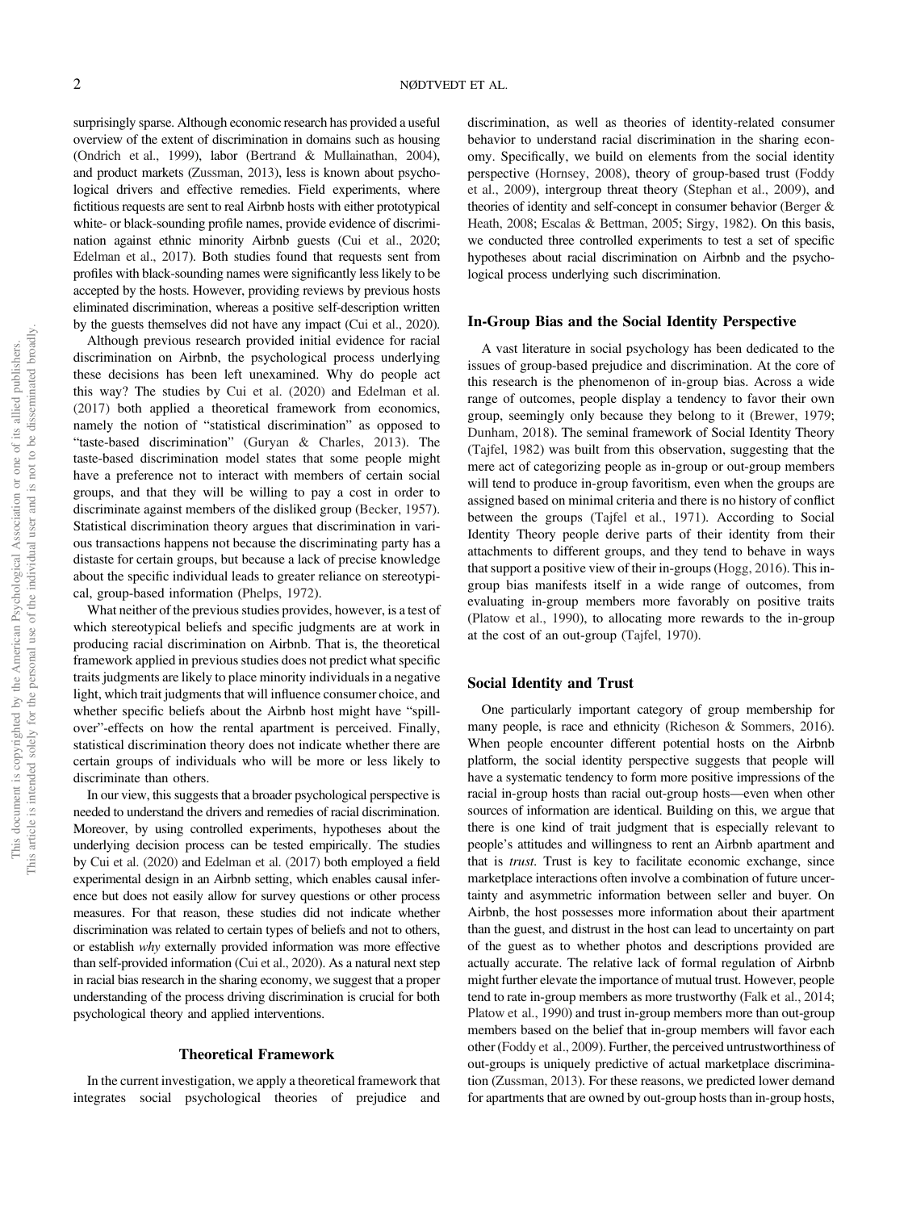surprisingly sparse. Although economic research has provided a useful overview of the extent of discrimination in domains such as housing (Ondrich et al., 1999), labor (Bertrand & Mullainathan, 2004), and product markets (Zussman, 2013), less is known about psychological drivers and effective remedies. Field experiments, where fictitious requests are sent to real Airbnb hosts with either prototypical white- or black-sounding profile names, provide evidence of discrimination against ethnic minority Airbnb guests (Cui et al., 2020; Edelman et al., 2017). Both studies found that requests sent from profiles with black-sounding names were significantly less likely to be accepted by the hosts. However, providing reviews by previous hosts eliminated discrimination, whereas a positive self-description written by the guests themselves did not have any impact (Cui et al., 2020).

Although previous research provided initial evidence for racial discrimination on Airbnb, the psychological process underlying these decisions has been left unexamined. Why do people act this way? The studies by Cui et al. (2020) and Edelman et al. (2017) both applied a theoretical framework from economics, namely the notion of "statistical discrimination" as opposed to "taste-based discrimination" (Guryan & Charles, 2013). The taste-based discrimination model states that some people might have a preference not to interact with members of certain social groups, and that they will be willing to pay a cost in order to discriminate against members of the disliked group (Becker, 1957). Statistical discrimination theory argues that discrimination in various transactions happens not because the discriminating party has a distaste for certain groups, but because a lack of precise knowledge about the specific individual leads to greater reliance on stereotypical, group-based information (Phelps, 1972).

What neither of the previous studies provides, however, is a test of which stereotypical beliefs and specific judgments are at work in producing racial discrimination on Airbnb. That is, the theoretical framework applied in previous studies does not predict what specific traits judgments are likely to place minority individuals in a negative light, which trait judgments that will influence consumer choice, and whether specific beliefs about the Airbnb host might have "spillover"-effects on how the rental apartment is perceived. Finally, statistical discrimination theory does not indicate whether there are certain groups of individuals who will be more or less likely to discriminate than others.

In our view, this suggests that a broader psychological perspective is needed to understand the drivers and remedies of racial discrimination. Moreover, by using controlled experiments, hypotheses about the underlying decision process can be tested empirically. The studies by Cui et al. (2020) and Edelman et al. (2017) both employed a field experimental design in an Airbnb setting, which enables causal inference but does not easily allow for survey questions or other process measures. For that reason, these studies did not indicate whether discrimination was related to certain types of beliefs and not to others, or establish *why* externally provided information was more effective than self-provided information (Cui et al., 2020). As a natural next step in racial bias research in the sharing economy, we suggest that a proper understanding of the process driving discrimination is crucial for both psychological theory and applied interventions.

## Theoretical Framework

In the current investigation, we apply a theoretical framework that integrates social psychological theories of prejudice and discrimination, as well as theories of identity-related consumer behavior to understand racial discrimination in the sharing economy. Specifically, we build on elements from the social identity perspective (Hornsey, 2008), theory of group-based trust (Foddy et al., 2009), intergroup threat theory (Stephan et al., 2009), and theories of identity and self-concept in consumer behavior (Berger & Heath, 2008; Escalas & Bettman, 2005; Sirgy, 1982). On this basis, we conducted three controlled experiments to test a set of specific hypotheses about racial discrimination on Airbnb and the psychological process underlying such discrimination.

### In-Group Bias and the Social Identity Perspective

A vast literature in social psychology has been dedicated to the issues of group-based prejudice and discrimination. At the core of this research is the phenomenon of in-group bias. Across a wide range of outcomes, people display a tendency to favor their own group, seemingly only because they belong to it (Brewer, 1979; Dunham, 2018). The seminal framework of Social Identity Theory (Tajfel, 1982) was built from this observation, suggesting that the mere act of categorizing people as in-group or out-group members will tend to produce in-group favoritism, even when the groups are assigned based on minimal criteria and there is no history of conflict between the groups (Tajfel et al., 1971). According to Social Identity Theory people derive parts of their identity from their attachments to different groups, and they tend to behave in ways that support a positive view of their in-groups (Hogg, 2016). This in-group bias manifests itself in a wide range of outcomes, from evaluating in-group members more favorably on positive traits (Platow et al., 1990), to allocating more rewards to the in-group at the cost of an out-group (Tajfel, 1970).

### Social Identity and Trust

One particularly important category of group membership for many people, is race and ethnicity (Richeson & Sommers, 2016). When people encounter different potential hosts on the Airbnb platform, the social identity perspective suggests that people will have a systematic tendency to form more positive impressions of the racial in-group hosts than racial out-group hosts—even when other sources of information are identical. Building on this, we argue that there is one kind of trait judgment that is especially relevant to people's attitudes and willingness to rent an Airbnb apartment and that is *trust*. Trust is key to facilitate economic exchange, since marketplace interactions often involve a combination of future uncertainty and asymmetric information between seller and buyer. On Airbnb, the host possesses more information about their apartment than the guest, and distrust in the host can lead to uncertainty on part of the guest as to whether photos and descriptions provided are actually accurate. The relative lack of formal regulation of Airbnb might further elevate the importance of mutual trust. However, people tend to rate in-group members as more trustworthy (Falk et al., 2014; Platow et al., 1990) and trust in-group members more than out-group members based on the belief that in-group members will favor each other (Foddy et al., 2009). Further, the perceived untrustworthiness of out-groups is uniquely predictive of actual marketplace discrimination (Zussman, 2013). For these reasons, we predicted lower demand for apartments that are owned by out-group hosts than in-group hosts,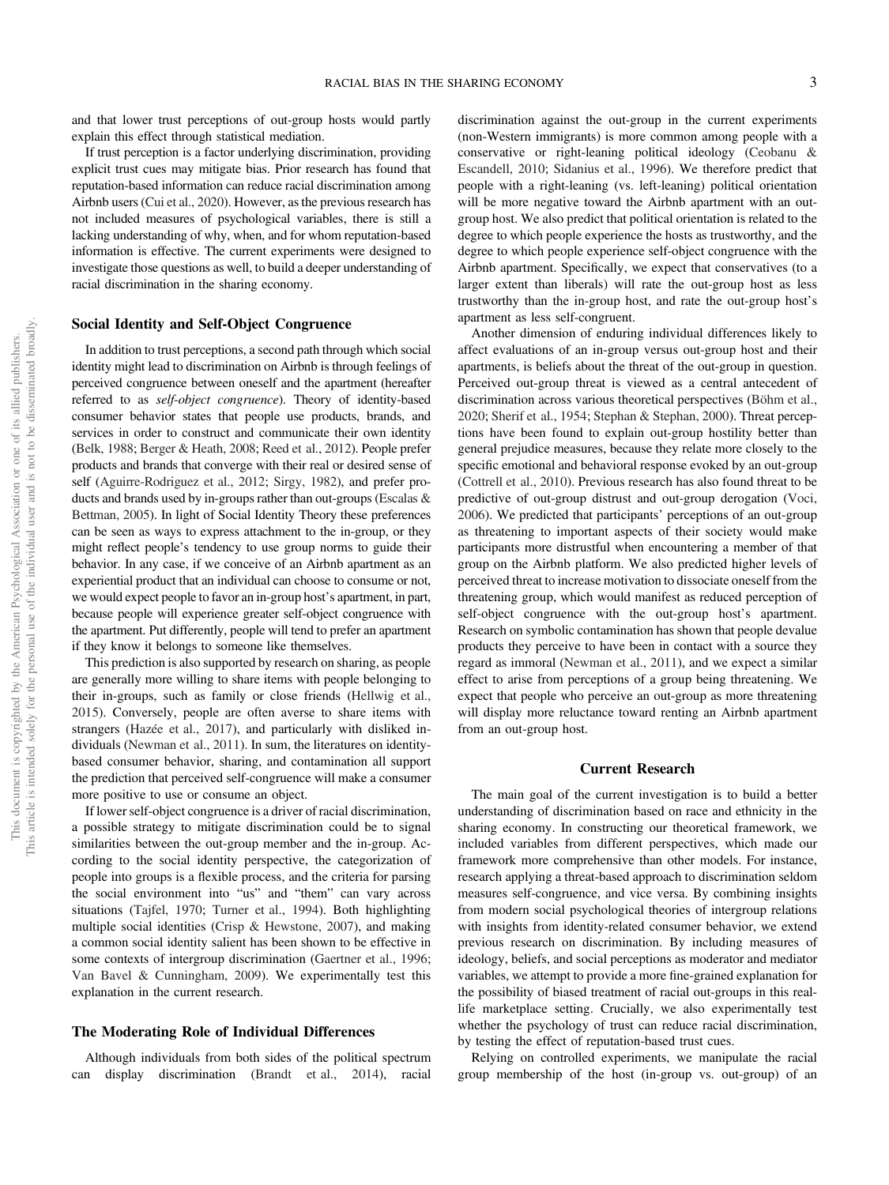and that lower trust perceptions of out-group hosts would partly explain this effect through statistical mediation.

If trust perception is a factor underlying discrimination, providing explicit trust cues may mitigate bias. Prior research has found that reputation-based information can reduce racial discrimination among Airbnb users (Cui et al., 2020). However, as the previous research has not included measures of psychological variables, there is still a lacking understanding of why, when, and for whom reputation-based information is effective. The current experiments were designed to investigate those questions as well, to build a deeper understanding of racial discrimination in the sharing economy.

## Social Identity and Self-Object Congruence

In addition to trust perceptions, a second path through which social identity might lead to discrimination on Airbnb is through feelings of perceived congruence between oneself and the apartment (hereafter referred to as *self-object congruence*). Theory of identity-based consumer behavior states that people use products, brands, and services in order to construct and communicate their own identity (Belk, 1988; Berger & Heath, 2008; Reed et al., 2012). People prefer products and brands that converge with their real or desired sense of self (Aguirre-Rodriguez et al., 2012; Sirgy, 1982), and prefer products and brands used by in-groups rather than out-groups (Escalas & Bettman, 2005). In light of Social Identity Theory these preferences can be seen as ways to express attachment to the in-group, or they might reflect people's tendency to use group norms to guide their behavior. In any case, if we conceive of an Airbnb apartment as an experiential product that an individual can choose to consume or not, we would expect people to favor an in-group host's apartment, in part, because people will experience greater self-object congruence with the apartment. Put differently, people will tend to prefer an apartment if they know it belongs to someone like themselves.

This prediction is also supported by research on sharing, as people are generally more willing to share items with people belonging to their in-groups, such as family or close friends (Hellwig et al., 2015). Conversely, people are often averse to share items with strangers (Hazée et al., 2017), and particularly with disliked individuals (Newman et al., 2011). In sum, the literatures on identity-based consumer behavior, sharing, and contamination all support the prediction that perceived self-congruence will make a consumer more positive to use or consume an object.

If lower self-object congruence is a driver of racial discrimination, a possible strategy to mitigate discrimination could be to signal similarities between the out-group member and the in-group. According to the social identity perspective, the categorization of people into groups is a flexible process, and the criteria for parsing the social environment into "us" and "them" can vary across situations (Tajfel, 1970; Turner et al., 1994). Both highlighting multiple social identities (Crisp & Hewstone, 2007), and making a common social identity salient has been shown to be effective in some contexts of intergroup discrimination (Gaertner et al., 1996; Van Bavel & Cunningham, 2009). We experimentally test this explanation in the current research.

## The Moderating Role of Individual Differences

Although individuals from both sides of the political spectrum can display discrimination (Brandt et al., 2014), racial discrimination against the out-group in the current experiments (non-Western immigrants) is more common among people with a conservative or right-leaning political ideology (Ceobanu & Escandell, 2010; Sidanius et al., 1996). We therefore predict that people with a right-leaning (vs. left-leaning) political orientation will be more negative toward the Airbnb apartment with an out-group host. We also predict that political orientation is related to the degree to which people experience the hosts as trustworthy, and the degree to which people experience self-object congruence with the Airbnb apartment. Specifically, we expect that conservatives (to a larger extent than liberals) will rate the out-group host as less trustworthy than the in-group host, and rate the out-group host's apartment as less self-congruent.

Another dimension of enduring individual differences likely to affect evaluations of an in-group versus out-group host and their apartments, is beliefs about the threat of the out-group in question. Perceived out-group threat is viewed as a central antecedent of discrimination across various theoretical perspectives (Böhm et al., 2020; Sherif et al., 1954; Stephan & Stephan, 2000). Threat perceptions have been found to explain out-group hostility better than general prejudice measures, because they relate more closely to the specific emotional and behavioral response evoked by an out-group (Cottrell et al., 2010). Previous research has also found threat to be predictive of out-group distrust and out-group derogation (Voci, 2006). We predicted that participants' perceptions of an out-group as threatening to important aspects of their society would make participants more distrustful when encountering a member of that group on the Airbnb platform. We also predicted higher levels of perceived threat to increase motivation to dissociate oneself from the threatening group, which would manifest as reduced perception of self-object congruence with the out-group host's apartment. Research on symbolic contamination has shown that people devalue products they perceive to have been in contact with a source they regard as immoral (Newman et al., 2011), and we expect a similar effect to arise from perceptions of a group being threatening. We expect that people who perceive an out-group as more threatening will display more reluctance toward renting an Airbnb apartment from an out-group host.

## Current Research

The main goal of the current investigation is to build a better understanding of discrimination based on race and ethnicity in the sharing economy. In constructing our theoretical framework, we included variables from different perspectives, which made our framework more comprehensive than other models. For instance, research applying a threat-based approach to discrimination seldom measures self-congruence, and vice versa. By combining insights from modern social psychological theories of intergroup relations with insights from identity-related consumer behavior, we extend previous research on discrimination. By including measures of ideology, beliefs, and social perceptions as moderator and mediator variables, we attempt to provide a more fine-grained explanation for the possibility of biased treatment of racial out-groups in this real-life marketplace setting. Crucially, we also experimentally test whether the psychology of trust can reduce racial discrimination, by testing the effect of reputation-based trust cues.

Relying on controlled experiments, we manipulate the racial group membership of the host (in-group vs. out-group) of an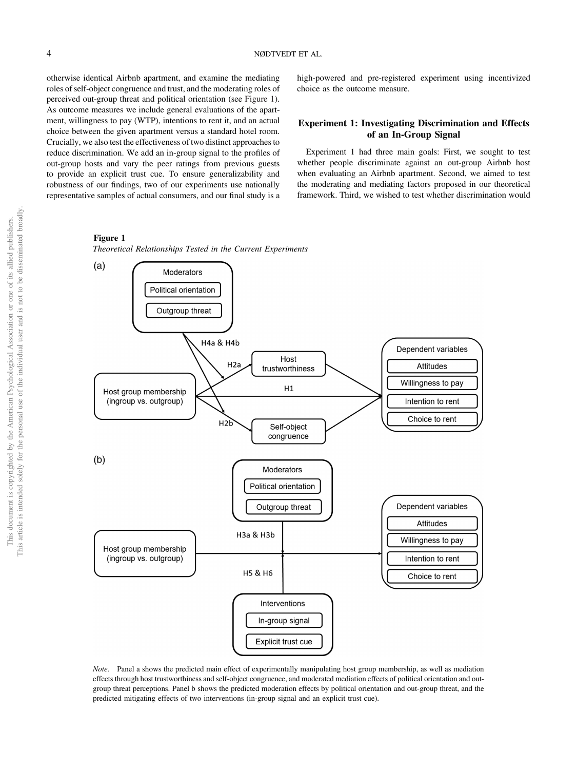otherwise identical Airbnb apartment, and examine the mediating roles of self-object congruence and trust, and the moderating roles of perceived out-group threat and political orientation (see Figure 1). As outcome measures we include general evaluations of the apartment, willingness to pay (WTP), intentions to rent it, and an actual choice between the given apartment versus a standard hotel room. Crucially, we also test the effectiveness of two distinct approaches to reduce discrimination. We add an in-group signal to the profiles of out-group hosts and vary the peer ratings from previous guests to provide an explicit trust cue. To ensure generalizability and robustness of our findings, two of our experiments use nationally representative samples of actual consumers, and our final study is a high-powered and pre-registered experiment using incentivized choice as the outcome measure.

## Experiment 1: Investigating Discrimination and Effects of an In-Group Signal

Experiment 1 had three main goals: First, we sought to test whether people discriminate against an out-group Airbnb host when evaluating an Airbnb apartment. Second, we aimed to test the moderating and mediating factors proposed in our theoretical framework. Third, we wished to test whether discrimination would

**Figure 1**

*Theoretical Relationships Tested in the Current Experiments*

*Note.* Panel a shows the predicted main effect of experimentally manipulating host group membership, as well as mediation effects through host trustworthiness and self-object congruence, and moderated mediation effects of political orientation and out-group threat perceptions. Panel b shows the predicted moderation effects by political orientation and out-group threat, and the predicted mitigating effects of two interventions (in-group signal and an explicit trust cue).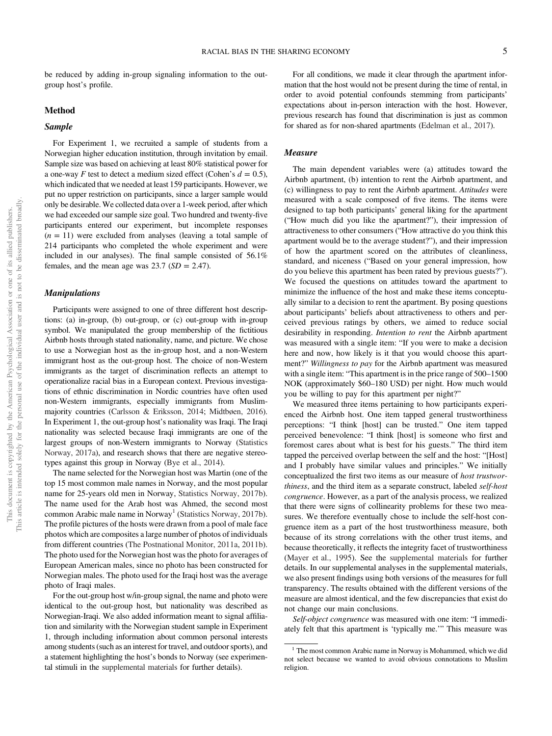be reduced by adding in-group signaling information to the out-group host's profile.

## Method

### Sample

For Experiment 1, we recruited a sample of students from a Norwegian higher education institution, through invitation by email. Sample size was based on achieving at least 80% statistical power for a one-way $F$ test to detect a medium sized effect (Cohen's $d = 0.5$), which indicated that we needed at least 159 participants. However, we put no upper restriction on participants, since a larger sample would only be desirable. We collected data over a 1-week period, after which we had exceeded our sample size goal. Two hundred and twenty-five participants entered our experiment, but incomplete responses ($n = 11$) were excluded from analyses (leaving a total sample of 214 participants who completed the whole experiment and were included in our analyses). The final sample consisted of 56.1% females, and the mean age was 23.7 ($SD = 2.47$).

### Manipulations

Participants were assigned to one of three different host descriptions: (a) in-group, (b) out-group, or (c) out-group with in-group symbol. We manipulated the group membership of the fictitious Airbnb hosts through stated nationality, name, and picture. We chose to use a Norwegian host as the in-group host, and a non-Western immigrant host as the out-group host. The choice of non-Western immigrants as the target of discrimination reflects an attempt to operationalize racial bias in a European context. Previous investigations of ethnic discrimination in Nordic countries have often used non-Western immigrants, especially immigrants from Muslim-majority countries (Carlsson & Eriksson, 2014; Midtbøen, 2016). In Experiment 1, the out-group host's nationality was Iraqi. The Iraqi nationality was selected because Iraqi immigrants are one of the largest groups of non-Western immigrants to Norway (Statistics Norway, 2017a), and research shows that there are negative stereotypes against this group in Norway (Bye et al., 2014).

The name selected for the Norwegian host was Martin (one of the top 15 most common male names in Norway, and the most popular name for 25-years old men in Norway, Statistics Norway, 2017b). The name used for the Arab host was Ahmed, the second most common Arabic male name in Norway[1] (Statistics Norway, 2017b). The profile pictures of the hosts were drawn from a pool of male face photos which are composites a large number of photos of individuals from different countries (The Postnational Monitor, 2011a, 2011b). The photo used for the Norwegian host was the photo for averages of European American males, since no photo has been constructed for Norwegian males. The photo used for the Iraqi host was the average photo of Iraqi males.

For the out-group host w/in-group signal, the name and photo were identical to the out-group host, but nationality was described as Norwegian-Iraqi. We also added information meant to signal affiliation and similarity with the Norwegian student sample in Experiment 1, through including information about common personal interests among students (such as an interest for travel, and outdoor sports), and a statement highlighting the host's bonds to Norway (see experimental stimuli in the supplemental materials for further details).

For all conditions, we made it clear through the apartment information that the host would not be present during the time of rental, in order to avoid potential confounds stemming from participants' expectations about in-person interaction with the host. However, previous research has found that discrimination is just as common for shared as for non-shared apartments (Edelman et al., 2017).

### Measure

The main dependent variables were (a) attitudes toward the Airbnb apartment, (b) intention to rent the Airbnb apartment, and (c) willingness to pay to rent the Airbnb apartment. *Attitudes* were measured with a scale composed of five items. The items were designed to tap both participants' general liking for the apartment ("How much did you like the apartment?"), their impression of attractiveness to other consumers ("How attractive do you think this apartment would be to the average student?"), and their impression of how the apartment scored on the attributes of cleanliness, standard, and niceness ("Based on your general impression, how do you believe this apartment has been rated by previous guests?"). We focused the questions on attitudes toward the apartment to minimize the influence of the host and make these items conceptually similar to a decision to rent the apartment. By posing questions about participants' beliefs about attractiveness to others and perceived previous ratings by others, we aimed to reduce social desirability in responding. *Intention to rent* the Airbnb apartment was measured with a single item: "If you were to make a decision here and now, how likely is it that you would choose this apartment?" *Willingness to pay* for the Airbnb apartment was measured with a single item: "This apartment is in the price range of 500–1500 NOK (approximately $60–180 USD) per night. How much would you be willing to pay for this apartment per night?"

We measured three items pertaining to how participants experienced the Airbnb host. One item tapped general trustworthiness perceptions: "I think [host] can be trusted." One item tapped perceived benevolence: "I think [host] is someone who first and foremost cares about what is best for his guests." The third item tapped the perceived overlap between the self and the host: "[Host] and I probably have similar values and principles." We initially conceptualized the first two items as our measure of *host trustworthiness*, and the third item as a separate construct, labeled *self-host congruence*. However, as a part of the analysis process, we realized that there were signs of collinearity problems for these two measures. We therefore eventually chose to include the self-host congruence item as a part of the host trustworthiness measure, both because of its strong correlations with the other trust items, and because theoretically, it reflects the integrity facet of trustworthiness (Mayer et al., 1995). See the supplemental materials for further details. In our supplemental analyses in the supplemental materials, we also present findings using both versions of the measures for full transparency. The results obtained with the different versions of the measure are almost identical, and the few discrepancies that exist do not change our main conclusions.

*Self-object congruence* was measured with one item: "I immediately felt that this apartment is 'typically me.'" This measure was

[1] The most common Arabic name in Norway is Mohammed, which we did not select because we wanted to avoid obvious connotations to Muslim religion.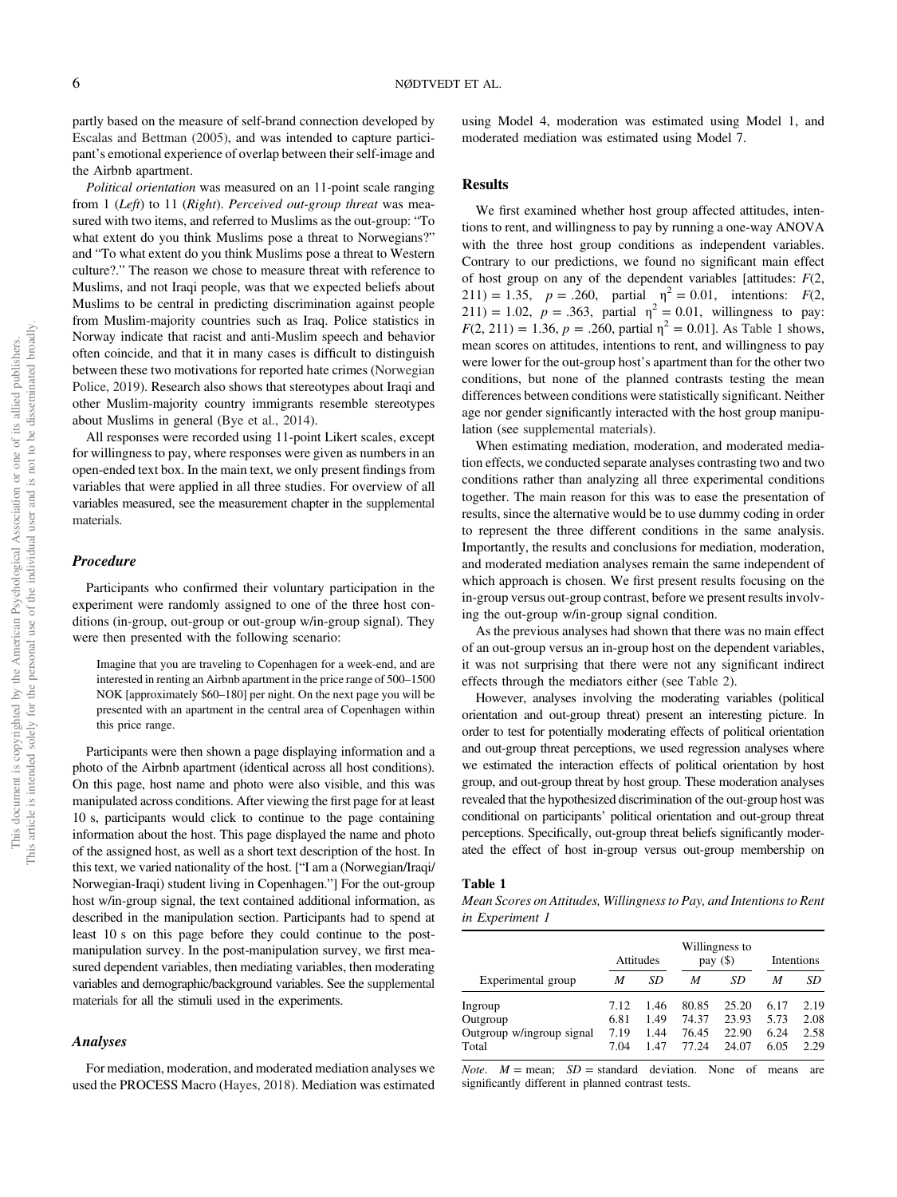partly based on the measure of self-brand connection developed by Escalas and Bettman (2005), and was intended to capture participant's emotional experience of overlap between their self-image and the Airbnb apartment.

*Political orientation* was measured on an 11-point scale ranging from 1 (*Left*) to 11 (*Right*). *Perceived out-group threat* was measured with two items, and referred to Muslims as the out-group: "To what extent do you think Muslims pose a threat to Norwegians?" and "To what extent do you think Muslims pose a threat to Western culture?." The reason we chose to measure threat with reference to Muslims, and not Iraqi people, was that we expected beliefs about Muslims to be central in predicting discrimination against people from Muslim-majority countries such as Iraq. Police statistics in Norway indicate that racist and anti-Muslim speech and behavior often coincide, and that it in many cases is difficult to distinguish between these two motivations for reported hate crimes (Norwegian Police, 2019). Research also shows that stereotypes about Iraqi and other Muslim-majority country immigrants resemble stereotypes about Muslims in general (Bye et al., 2014).

All responses were recorded using 11-point Likert scales, except for willingness to pay, where responses were given as numbers in an open-ended text box. In the main text, we only present findings from variables that were applied in all three studies. For overview of all variables measured, see the measurement chapter in the supplemental materials.

### Procedure

Participants who confirmed their voluntary participation in the experiment were randomly assigned to one of the three host conditions (in-group, out-group or out-group w/in-group signal). They were then presented with the following scenario:

> Imagine that you are traveling to Copenhagen for a week-end, and are interested in renting an Airbnb apartment in the price range of 500–1500 NOK [approximately $60–180] per night. On the next page you will be presented with an apartment in the central area of Copenhagen within this price range.

Participants were then shown a page displaying information and a photo of the Airbnb apartment (identical across all host conditions). On this page, host name and photo were also visible, and this was manipulated across conditions. After viewing the first page for at least 10 s, participants would click to continue to the page containing information about the host. This page displayed the name and photo of the assigned host, as well as a short text description of the host. In this text, we varied nationality of the host. ["I am a (Norwegian/Iraqi/Norwegian-Iraqi) student living in Copenhagen."] For the out-group host w/in-group signal, the text contained additional information, as described in the manipulation section. Participants had to spend at least 10 s on this page before they could continue to the post-manipulation survey. In the post-manipulation survey, we first measured dependent variables, then mediating variables, then moderating variables and demographic/background variables. See the supplemental materials for all the stimuli used in the experiments.

### Analyses

For mediation, moderation, and moderated mediation analyses we used the PROCESS Macro (Hayes, 2018). Mediation was estimated using Model 4, moderation was estimated using Model 1, and moderated mediation was estimated using Model 7.

## Results

We first examined whether host group affected attitudes, intentions to rent, and willingness to pay by running a one-way ANOVA with the three host group conditions as independent variables. Contrary to our predictions, we found no significant main effect of host group on any of the dependent variables [attitudes: $F(2, 211) = 1.35$, $p = .260$, partial $\eta^2 = 0.01$, intentions: $F(2, 211) = 1.02$, $p = .363$, partial $\eta^2 = 0.01$, willingness to pay: $F(2, 211) = 1.36$, $p = .260$, partial $\eta^2 = 0.01$]. As Table 1 shows, mean scores on attitudes, intentions to rent, and willingness to pay were lower for the out-group host's apartment than for the other two conditions, but none of the planned contrasts testing the mean differences between conditions were statistically significant. Neither age nor gender significantly interacted with the host group manipulation (see supplemental materials).

When estimating mediation, moderation, and moderated mediation effects, we conducted separate analyses contrasting two and two conditions rather than analyzing all three experimental conditions together. The main reason for this was to ease the presentation of results, since the alternative would be to use dummy coding in order to represent the three different conditions in the same analysis. Importantly, the results and conclusions for mediation, moderation, and moderated mediation analyses remain the same independent of which approach is chosen. We first present results focusing on the in-group versus out-group contrast, before we present results involving the out-group w/in-group signal condition.

As the previous analyses had shown that there was no main effect of an out-group versus an in-group host on the dependent variables, it was not surprising that there were not any significant indirect effects through the mediators either (see Table 2).

However, analyses involving the moderating variables (political orientation and out-group threat) present an interesting picture. In order to test for potentially moderating effects of political orientation and out-group threat perceptions, we used regression analyses where we estimated the interaction effects of political orientation by host group, and out-group threat by host group. These moderation analyses revealed that the hypothesized discrimination of the out-group host was conditional on participants' political orientation and out-group threat perceptions. Specifically, out-group threat beliefs significantly moderated the effect of host in-group versus out-group membership on

**Table 1**
*Mean Scores on Attitudes, Willingness to Pay, and Intentions to Rent in Experiment 1*

| Experimental group | Attitudes | | Willingness to pay ($) | | Intentions | |
|---|---|---|---|---|---|---|
| | *M* | *SD* | *M* | *SD* | *M* | *SD* |
| Ingroup | 7.12 | 1.46 | 80.85 | 25.20 | 6.17 | 2.19 |
| Outgroup | 6.81 | 1.49 | 74.37 | 23.93 | 5.73 | 2.08 |
| Outgroup w/ingroup signal | 7.19 | 1.44 | 76.45 | 22.90 | 6.24 | 2.58 |
| Total | 7.04 | 1.47 | 77.24 | 24.07 | 6.05 | 2.29 |

*Note*. *M* = mean; *SD* = standard deviation. None of means are significantly different in planned contrast tests.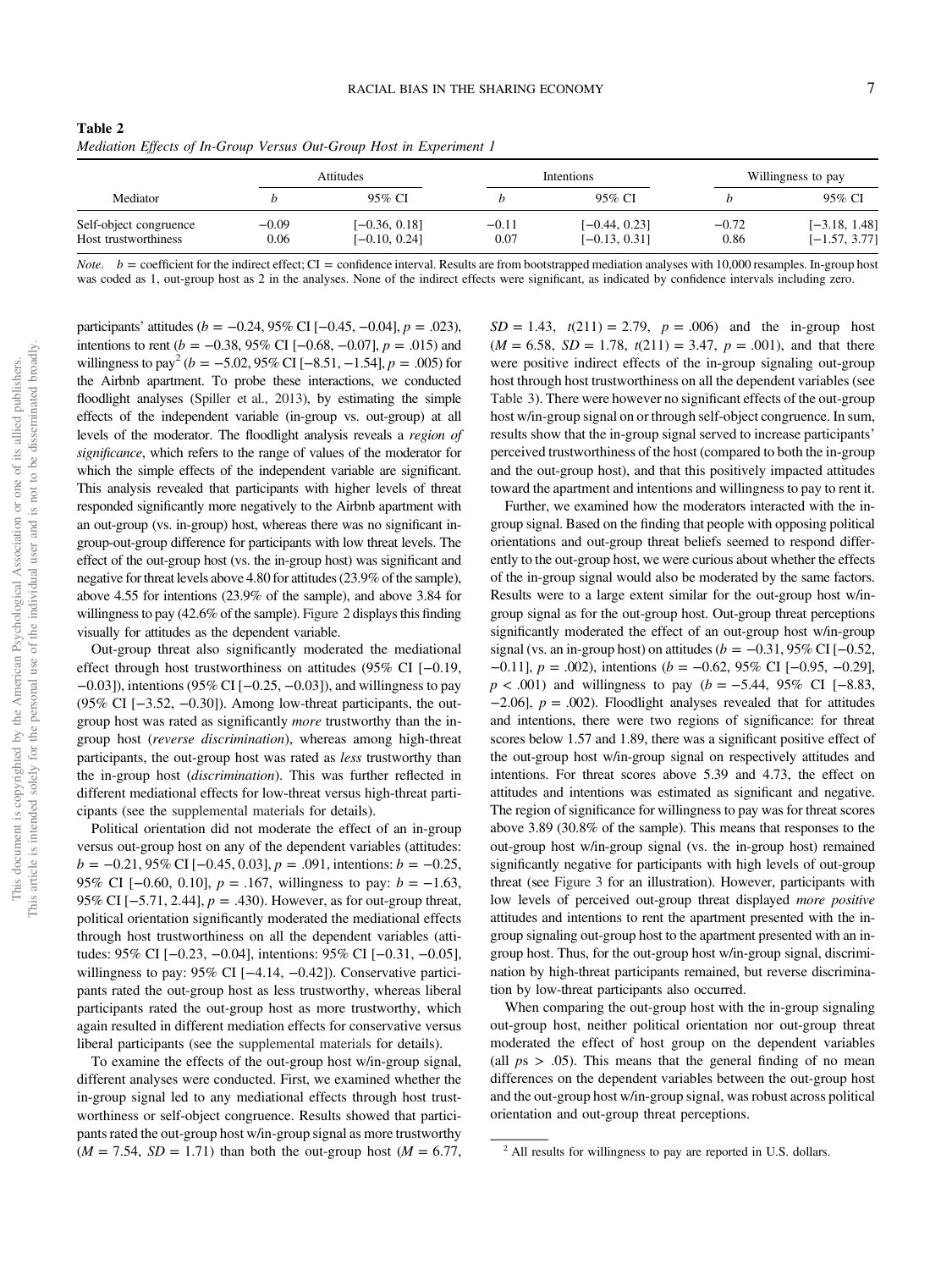**Table 2**
*Mediation Effects of In-Group Versus Out-Group Host in Experiment 1*

| Mediator | Attitudes | | Intentions | | Willingness to pay | |
|---|---|---|---|---|---|---|
| | $b$ | 95% CI | $b$ | 95% CI | $b$ | 95% CI |
| Self-object congruence | −0.09 | [−0.36, 0.18] | −0.11 | [−0.44, 0.23] | −0.72 | [−3.18, 1.48] |
| Host trustworthiness | 0.06 | [−0.10, 0.24] | 0.07 | [−0.13, 0.31] | 0.86 | [−1.57, 3.77] |

*Note.* $b$ = coefficient for the indirect effect; CI = confidence interval. Results are from bootstrapped mediation analyses with 10,000 resamples. In-group host was coded as 1, out-group host as 2 in the analyses. None of the indirect effects were significant, as indicated by confidence intervals including zero.

participants' attitudes ($b = -0.24$, 95% CI [−0.45, −0.04], $p = .023$), intentions to rent ($b = -0.38$, 95% CI [−0.68, −0.07], $p = .015$) and willingness to pay[2] ($b = -5.02$, 95% CI [−8.51, −1.54], $p = .005$) for the Airbnb apartment. To probe these interactions, we conducted floodlight analyses (Spiller et al., 2013), by estimating the simple effects of the independent variable (in-group vs. out-group) at all levels of the moderator. The floodlight analysis reveals a *region of significance*, which refers to the range of values of the moderator for which the simple effects of the independent variable are significant. This analysis revealed that participants with higher levels of threat responded significantly more negatively to the Airbnb apartment with an out-group (vs. in-group) host, whereas there was no significant in-group-out-group difference for participants with low threat levels. The effect of the out-group host (vs. the in-group host) was significant and negative for threat levels above 4.80 for attitudes (23.9% of the sample), above 4.55 for intentions (23.9% of the sample), and above 3.84 for willingness to pay (42.6% of the sample). Figure 2 displays this finding visually for attitudes as the dependent variable.

Out-group threat also significantly moderated the mediational effect through host trustworthiness on attitudes (95% CI [−0.19, −0.03]), intentions (95% CI [−0.25, −0.03]), and willingness to pay (95% CI [−3.52, −0.30]). Among low-threat participants, the out-group host was rated as significantly *more* trustworthy than the in-group host (*reverse discrimination*), whereas among high-threat participants, the out-group host was rated as *less* trustworthy than the in-group host (*discrimination*). This was further reflected in different mediational effects for low-threat versus high-threat participants (see the supplemental materials for details).

Political orientation did not moderate the effect of an in-group versus out-group host on any of the dependent variables (attitudes: $b = -0.21$, 95% CI [−0.45, 0.03], $p = .091$, intentions: $b = -0.25$, 95% CI [−0.60, 0.10], $p = .167$, willingness to pay: $b = -1.63$, 95% CI [−5.71, 2.44], $p = .430$). However, as for out-group threat, political orientation significantly moderated the mediational effects through host trustworthiness on all the dependent variables (attitudes: 95% CI [−0.23, −0.04], intentions: 95% CI [−0.31, −0.05], willingness to pay: 95% CI [−4.14, −0.42]). Conservative participants rated the out-group host as less trustworthy, whereas liberal participants rated the out-group host as more trustworthy, which again resulted in different mediation effects for conservative versus liberal participants (see the supplemental materials for details).

To examine the effects of the out-group host w/in-group signal, different analyses were conducted. First, we examined whether the in-group signal led to any mediational effects through host trustworthiness or self-object congruence. Results showed that participants rated the out-group host w/in-group signal as more trustworthy ($M = 7.54$, $SD = 1.71$) than both the out-group host ($M = 6.77$, $SD = 1.43$, $t(211) = 2.79$, $p = .006$) and the in-group host ($M = 6.58$, $SD = 1.78$, $t(211) = 3.47$, $p = .001$), and that there were positive indirect effects of the in-group signaling out-group host through host trustworthiness on all the dependent variables (see Table 3). There were however no significant effects of the out-group host w/in-group signal on or through self-object congruence. In sum, results show that the in-group signal served to increase participants' perceived trustworthiness of the host (compared to both the in-group and the out-group host), and that this positively impacted attitudes toward the apartment and intentions and willingness to pay to rent it.

Further, we examined how the moderators interacted with the in-group signal. Based on the finding that people with opposing political orientations and out-group threat beliefs seemed to respond differently to the out-group host, we were curious about whether the effects of the in-group signal would also be moderated by the same factors. Results were to a large extent similar for the out-group host w/in-group signal as for the out-group host. Out-group threat perceptions significantly moderated the effect of an out-group host w/in-group signal (vs. an in-group host) on attitudes ($b = -0.31$, 95% CI [−0.52, −0.11], $p = .002$), intentions ($b = -0.62$, 95% CI [−0.95, −0.29], $p < .001$) and willingness to pay ($b = -5.44$, 95% CI [−8.83, −2.06], $p = .002$). Floodlight analyses revealed that for attitudes and intentions, there were two regions of significance: for threat scores below 1.57 and 1.89, there was a significant positive effect of the out-group host w/in-group signal on respectively attitudes and intentions. For threat scores above 5.39 and 4.73, the effect on attitudes and intentions was estimated as significant and negative. The region of significance for willingness to pay was for threat scores above 3.89 (30.8% of the sample). This means that responses to the out-group host w/in-group signal (vs. the in-group host) remained significantly negative for participants with high levels of out-group threat (see Figure 3 for an illustration). However, participants with low levels of perceived out-group threat displayed *more positive* attitudes and intentions to rent the apartment presented with the in-group signaling out-group host to the apartment presented with an in-group host. Thus, for the out-group host w/in-group signal, discrimination by high-threat participants remained, but reverse discrimination by low-threat participants also occurred.

When comparing the out-group host with the in-group signaling out-group host, neither political orientation nor out-group threat moderated the effect of host group on the dependent variables (all $ps > .05$). This means that the general finding of no mean differences on the dependent variables between the out-group host and the out-group host w/in-group signal, was robust across political orientation and out-group threat perceptions.

[2] All results for willingness to pay are reported in U.S. dollars.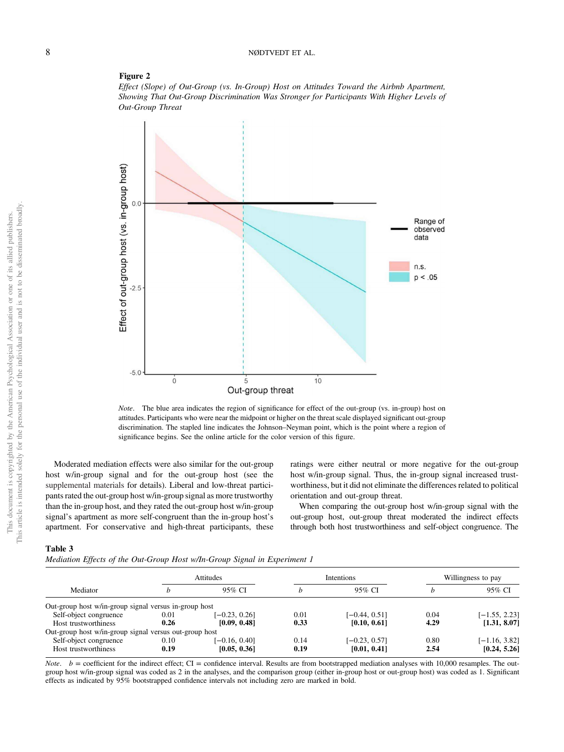**Figure 2**

*Effect (Slope) of Out-Group (vs. In-Group) Host on Attitudes Toward the Airbnb Apartment, Showing That Out-Group Discrimination Was Stronger for Participants With Higher Levels of Out-Group Threat*

*Note*. The blue area indicates the region of significance for effect of the out-group (vs. in-group) host on attitudes. Participants who were near the midpoint or higher on the threat scale displayed significant out-group discrimination. The stapled line indicates the Johnson–Neyman point, which is the point where a region of significance begins. See the online article for the color version of this figure.

Moderated mediation effects were also similar for the out-group host w/in-group signal and for the out-group host (see the supplemental materials for details). Liberal and low-threat participants rated the out-group host w/in-group signal as more trustworthy than the in-group host, and they rated the out-group host w/in-group signal's apartment as more self-congruent than the in-group host's apartment. For conservative and high-threat participants, these ratings were either neutral or more negative for the out-group host w/in-group signal. Thus, the in-group signal increased trustworthiness, but it did not eliminate the differences related to political orientation and out-group threat.

When comparing the out-group host w/in-group signal with the out-group host, out-group threat moderated the indirect effects through both host trustworthiness and self-object congruence. The

**Table 3**

*Mediation Effects of the Out-Group Host w/In-Group Signal in Experiment 1*

| Mediator | Attitudes | | Intentions | | Willingness to pay | |
|---|---|---|---|---|---|---|
| | *b* | 95% CI | *b* | 95% CI | *b* | 95% CI |
| Out-group host w/in-group signal versus in-group host | | | | | | |
| Self-object congruence | 0.01 | [−0.23, 0.26] | 0.01 | [−0.44, 0.51] | 0.04 | [−1.55, 2.23] |
| Host trustworthiness | **0.26** | **[0.09, 0.48]** | **0.33** | **[0.10, 0.61]** | **4.29** | **[1.31, 8.07]** |
| Out-group host w/in-group signal versus out-group host | | | | | | |
| Self-object congruence | 0.10 | [−0.16, 0.40] | 0.14 | [−0.23, 0.57] | 0.80 | [−1.16, 3.82] |
| Host trustworthiness | **0.19** | **[0.05, 0.36]** | **0.19** | **[0.01, 0.41]** | **2.54** | **[0.24, 5.26]** |

*Note*. *b* = coefficient for the indirect effect; CI = confidence interval. Results are from bootstrapped mediation analyses with 10,000 resamples. The out-group host w/in-group signal was coded as 2 in the analyses, and the comparison group (either in-group host or out-group host) was coded as 1. Significant effects as indicated by 95% bootstrapped confidence intervals not including zero are marked in bold.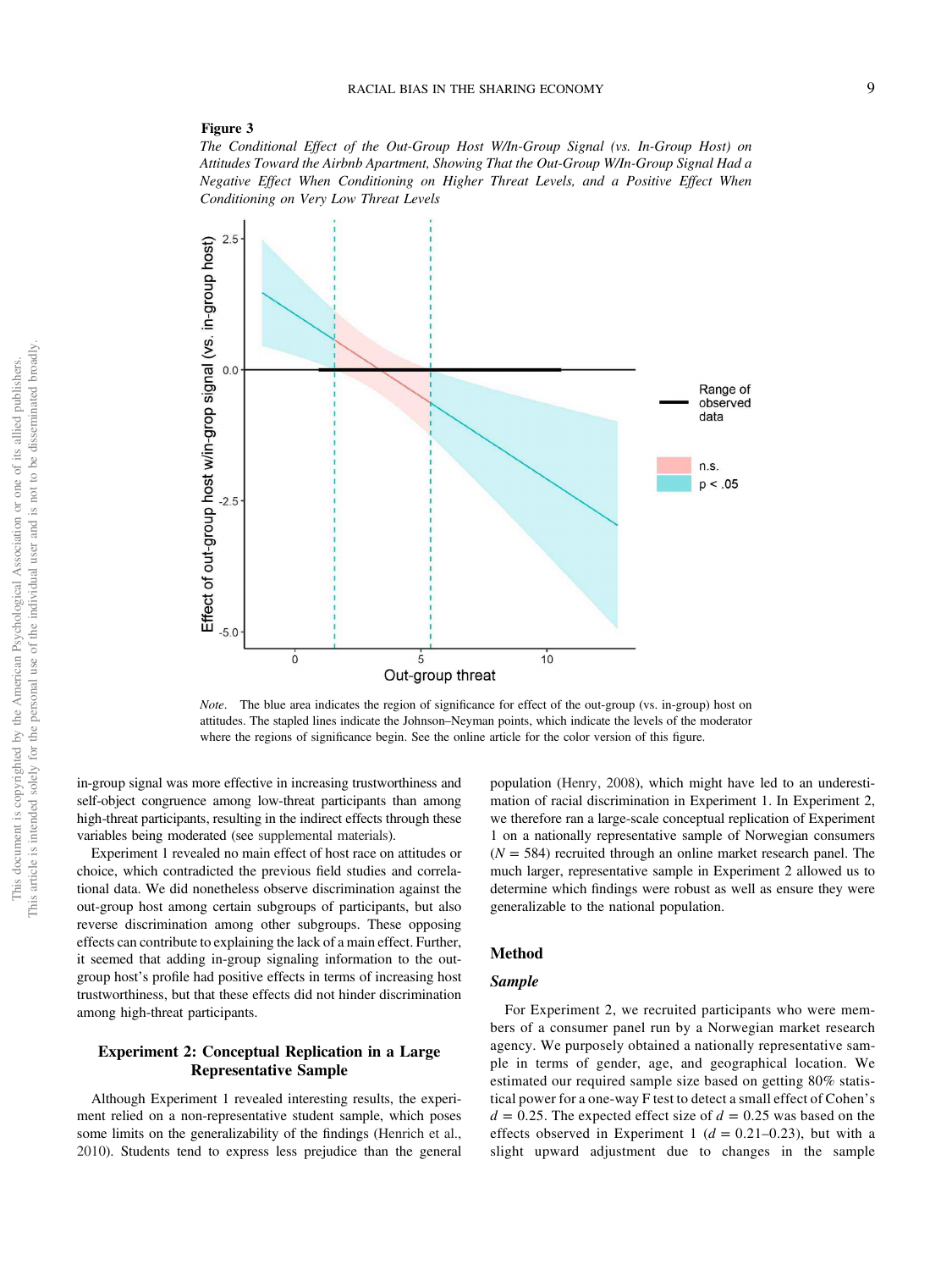**Figure 3**

*The Conditional Effect of the Out-Group Host W/In-Group Signal (vs. In-Group Host) on Attitudes Toward the Airbnb Apartment, Showing That the Out-Group W/In-Group Signal Had a Negative Effect When Conditioning on Higher Threat Levels, and a Positive Effect When Conditioning on Very Low Threat Levels*

*Note*. The blue area indicates the region of significance for effect of the out-group (vs. in-group) host on attitudes. The stapled lines indicate the Johnson–Neyman points, which indicate the levels of the moderator where the regions of significance begin. See the online article for the color version of this figure.

in-group signal was more effective in increasing trustworthiness and self-object congruence among low-threat participants than among high-threat participants, resulting in the indirect effects through these variables being moderated (see supplemental materials).

Experiment 1 revealed no main effect of host race on attitudes or choice, which contradicted the previous field studies and correlational data. We did nonetheless observe discrimination against the out-group host among certain subgroups of participants, but also reverse discrimination among other subgroups. These opposing effects can contribute to explaining the lack of a main effect. Further, it seemed that adding in-group signaling information to the out-group host's profile had positive effects in terms of increasing host trustworthiness, but that these effects did not hinder discrimination among high-threat participants.

## Experiment 2: Conceptual Replication in a Large Representative Sample

Although Experiment 1 revealed interesting results, the experiment relied on a non-representative student sample, which poses some limits on the generalizability of the findings (Henrich et al., 2010). Students tend to express less prejudice than the general population (Henry, 2008), which might have led to an underestimation of racial discrimination in Experiment 1. In Experiment 2, we therefore ran a large-scale conceptual replication of Experiment 1 on a nationally representative sample of Norwegian consumers ($N = 584$) recruited through an online market research panel. The much larger, representative sample in Experiment 2 allowed us to determine which findings were robust as well as ensure they were generalizable to the national population.

### Method

#### *Sample*

For Experiment 2, we recruited participants who were members of a consumer panel run by a Norwegian market research agency. We purposely obtained a nationally representative sample in terms of gender, age, and geographical location. We estimated our required sample size based on getting 80% statistical power for a one-way F test to detect a small effect of Cohen's $d = 0.25$. The expected effect size of $d = 0.25$ was based on the effects observed in Experiment 1 ($d = 0.21$–$0.23$), but with a slight upward adjustment due to changes in the sample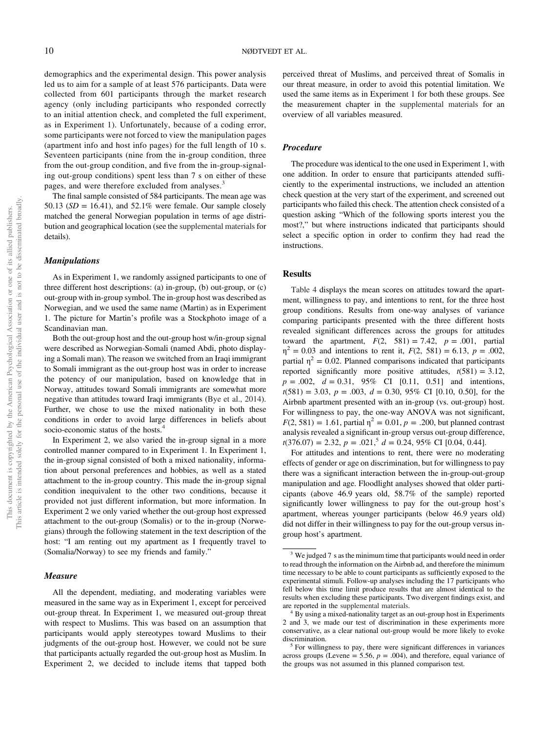demographics and the experimental design. This power analysis led us to aim for a sample of at least 576 participants. Data were collected from 601 participants through the market research agency (only including participants who responded correctly to an initial attention check, and completed the full experiment, as in Experiment 1). Unfortunately, because of a coding error, some participants were not forced to view the manipulation pages (apartment info and host info pages) for the full length of 10 s. Seventeen participants (nine from the in-group condition, three from the out-group condition, and five from the in-group-signaling out-group conditions) spent less than 7 s on either of these pages, and were therefore excluded from analyses.[3]

The final sample consisted of 584 participants. The mean age was 50.13 ($SD = 16.41$), and 52.1% were female. Our sample closely matched the general Norwegian population in terms of age distribution and geographical location (see the supplemental materials for details).

### Manipulations

As in Experiment 1, we randomly assigned participants to one of three different host descriptions: (a) in-group, (b) out-group, or (c) out-group with in-group symbol. The in-group host was described as Norwegian, and we used the same name (Martin) as in Experiment 1. The picture for Martin's profile was a Stockphoto image of a Scandinavian man.

Both the out-group host and the out-group host w/in-group signal were described as Norwegian-Somali (named Abdi, photo displaying a Somali man). The reason we switched from an Iraqi immigrant to Somali immigrant as the out-group host was in order to increase the potency of our manipulation, based on knowledge that in Norway, attitudes toward Somali immigrants are somewhat more negative than attitudes toward Iraqi immigrants (Bye et al., 2014). Further, we chose to use the mixed nationality in both these conditions in order to avoid large differences in beliefs about socio-economic status of the hosts.[4]

In Experiment 2, we also varied the in-group signal in a more controlled manner compared to in Experiment 1. In Experiment 1, the in-group signal consisted of both a mixed nationality, information about personal preferences and hobbies, as well as a stated attachment to the in-group country. This made the in-group signal condition inequivalent to the other two conditions, because it provided not just different information, but more information. In Experiment 2 we only varied whether the out-group host expressed attachment to the out-group (Somalis) or to the in-group (Norwegians) through the following statement in the text description of the host: "I am renting out my apartment as I frequently travel to (Somalia/Norway) to see my friends and family."

### Measure

All the dependent, mediating, and moderating variables were measured in the same way as in Experiment 1, except for perceived out-group threat. In Experiment 1, we measured out-group threat with respect to Muslims. This was based on an assumption that participants would apply stereotypes toward Muslims to their judgments of the out-group host. However, we could not be sure that participants actually regarded the out-group host as Muslim. In Experiment 2, we decided to include items that tapped both perceived threat of Muslims, and perceived threat of Somalis in our threat measure, in order to avoid this potential limitation. We used the same items as in Experiment 1 for both these groups. See the measurement chapter in the supplemental materials for an overview of all variables measured.

### Procedure

The procedure was identical to the one used in Experiment 1, with one addition. In order to ensure that participants attended sufficiently to the experimental instructions, we included an attention check question at the very start of the experiment, and screened out participants who failed this check. The attention check consisted of a question asking "Which of the following sports interest you the most?," but where instructions indicated that participants should select a specific option in order to confirm they had read the instructions.

## Results

Table 4 displays the mean scores on attitudes toward the apartment, willingness to pay, and intentions to rent, for the three host group conditions. Results from one-way analyses of variance comparing participants presented with the three different hosts revealed significant differences across the groups for attitudes toward the apartment, $F(2, 581) = 7.42$, $p = .001$, partial $\eta^2 = 0.03$ and intentions to rent it, $F(2, 581) = 6.13$, $p = .002$, partial $\eta^2 = 0.02$. Planned comparisons indicated that participants reported significantly more positive attitudes, $t(581) = 3.12$, $p = .002$, $d = 0.31$, 95% CI [0.11, 0.51] and intentions, $t(581) = 3.03$, $p = .003$, $d = 0.30$, 95% CI [0.10, 0.50], for the Airbnb apartment presented with an in-group (vs. out-group) host. For willingness to pay, the one-way ANOVA was not significant, $F(2, 581) = 1.61$, partial $\eta^2 = 0.01$, $p = .200$, but planned contrast analysis revealed a significant in-group versus out-group difference, $t(376.07) = 2.32$, $p = .021$,[5] $d = 0.24$, 95% CI [0.04, 0.44].

For attitudes and intentions to rent, there were no moderating effects of gender or age on discrimination, but for willingness to pay there was a significant interaction between the in-group-out-group manipulation and age. Floodlight analyses showed that older participants (above 46.9 years old, 58.7% of the sample) reported significantly lower willingness to pay for the out-group host's apartment, whereas younger participants (below 46.9 years old) did not differ in their willingness to pay for the out-group versus in-group host's apartment.

---

[3] We judged 7 s as the minimum time that participants would need in order to read through the information on the Airbnb ad, and therefore the minimum time necessary to be able to count participants as sufficiently exposed to the experimental stimuli. Follow-up analyses including the 17 participants who fell below this time limit produce results that are almost identical to the results when excluding these participants. Two divergent findings exist, and are reported in the supplemental materials.

[4] By using a mixed-nationality target as an out-group host in Experiments 2 and 3, we made our test of discrimination in these experiments more conservative, as a clear national out-group would be more likely to evoke discrimination.

[5] For willingness to pay, there were significant differences in variances across groups (Levene = 5.56, $p = .004$), and therefore, equal variance of the groups was not assumed in this planned comparison test.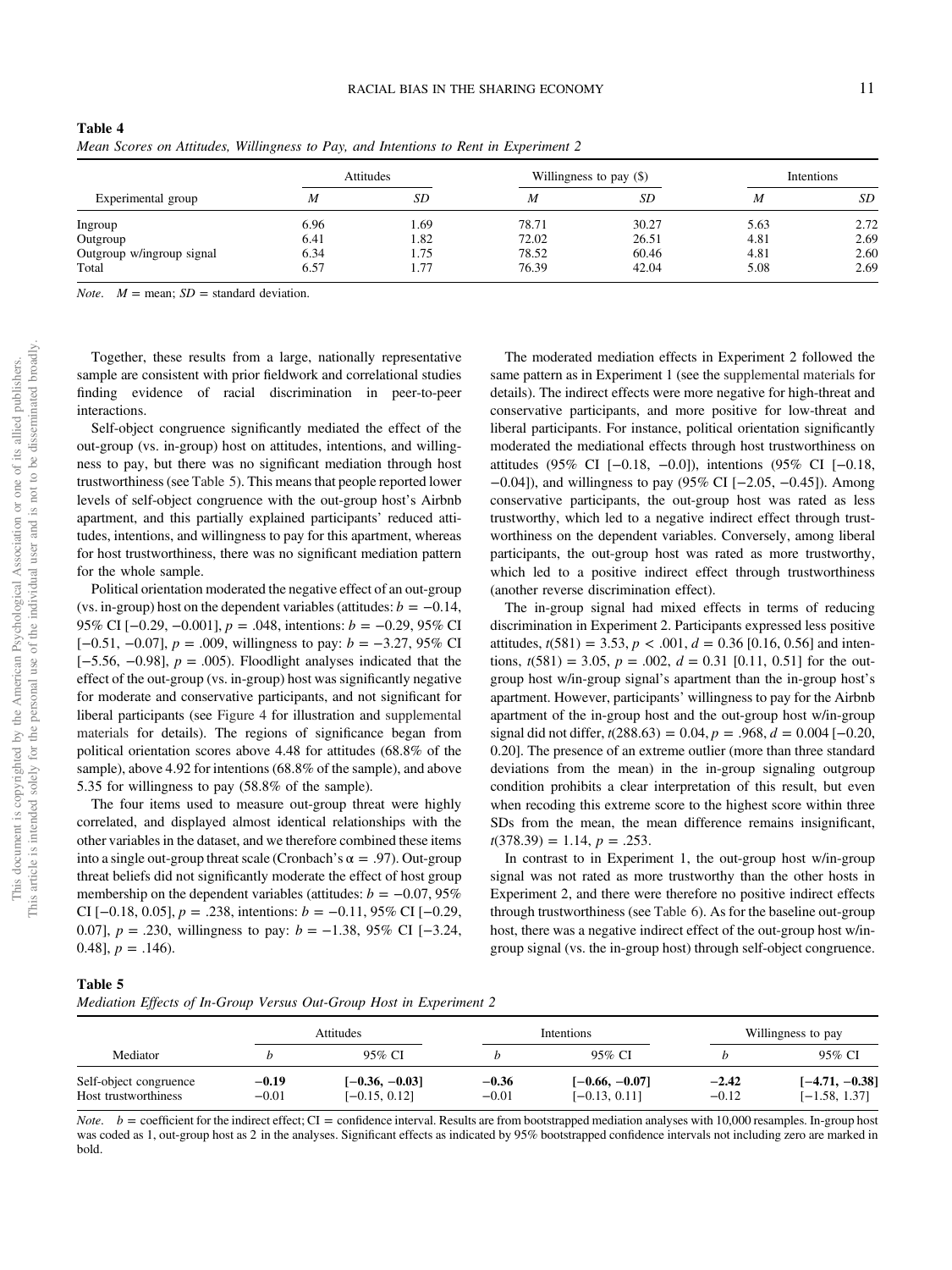**Table 4**

*Mean Scores on Attitudes, Willingness to Pay, and Intentions to Rent in Experiment 2*

| Experimental group | Attitudes | | Willingness to pay ($) | | Intentions | |
|---|---|---|---|---|---|---|
| | *M* | *SD* | *M* | *SD* | *M* | *SD* |
| Ingroup | 6.96 | 1.69 | 78.71 | 30.27 | 5.63 | 2.72 |
| Outgroup | 6.41 | 1.82 | 72.02 | 26.51 | 4.81 | 2.69 |
| Outgroup w/ingroup signal | 6.34 | 1.75 | 78.52 | 60.46 | 4.81 | 2.60 |
| Total | 6.57 | 1.77 | 76.39 | 42.04 | 5.08 | 2.69 |

*Note*. $M$ = mean; $SD$ = standard deviation.

Together, these results from a large, nationally representative sample are consistent with prior fieldwork and correlational studies finding evidence of racial discrimination in peer-to-peer interactions.

Self-object congruence significantly mediated the effect of the out-group (vs. in-group) host on attitudes, intentions, and willingness to pay, but there was no significant mediation through host trustworthiness (see Table 5). This means that people reported lower levels of self-object congruence with the out-group host's Airbnb apartment, and this partially explained participants' reduced attitudes, intentions, and willingness to pay for this apartment, whereas for host trustworthiness, there was no significant mediation pattern for the whole sample.

Political orientation moderated the negative effect of an out-group (vs. in-group) host on the dependent variables (attitudes: $b = -0.14$, 95% CI [−0.29, −0.001], $p = .048$, intentions: $b = -0.29$, 95% CI [−0.51, −0.07], $p = .009$, willingness to pay: $b = -3.27$, 95% CI [−5.56, −0.98], $p = .005$). Floodlight analyses indicated that the effect of the out-group (vs. in-group) host was significantly negative for moderate and conservative participants, and not significant for liberal participants (see Figure 4 for illustration and supplemental materials for details). The regions of significance began from political orientation scores above 4.48 for attitudes (68.8% of the sample), above 4.92 for intentions (68.8% of the sample), and above 5.35 for willingness to pay (58.8% of the sample).

The four items used to measure out-group threat were highly correlated, and displayed almost identical relationships with the other variables in the dataset, and we therefore combined these items into a single out-group threat scale (Cronbach's $\alpha = .97$). Out-group threat beliefs did not significantly moderate the effect of host group membership on the dependent variables (attitudes: $b = -0.07$, 95% CI [−0.18, 0.05], $p = .238$, intentions: $b = -0.11$, 95% CI [−0.29, 0.07], $p = .230$, willingness to pay: $b = -1.38$, 95% CI [−3.24, 0.48], $p = .146$).

The moderated mediation effects in Experiment 2 followed the same pattern as in Experiment 1 (see the supplemental materials for details). The indirect effects were more negative for high-threat and conservative participants, and more positive for low-threat and liberal participants. For instance, political orientation significantly moderated the mediational effects through host trustworthiness on attitudes (95% CI [−0.18, −0.0]), intentions (95% CI [−0.18, −0.04]), and willingness to pay (95% CI [−2.05, −0.45]). Among conservative participants, the out-group host was rated as less trustworthy, which led to a negative indirect effect through trustworthiness on the dependent variables. Conversely, among liberal participants, the out-group host was rated as more trustworthy, which led to a positive indirect effect through trustworthiness (another reverse discrimination effect).

The in-group signal had mixed effects in terms of reducing discrimination in Experiment 2. Participants expressed less positive attitudes, $t(581) = 3.53$, $p < .001$, $d = 0.36$ [0.16, 0.56] and intentions, $t(581) = 3.05$, $p = .002$, $d = 0.31$ [0.11, 0.51] for the out-group host w/in-group signal's apartment than the in-group host's apartment. However, participants' willingness to pay for the Airbnb apartment of the in-group host and the out-group host w/in-group signal did not differ, $t(288.63) = 0.04$, $p = .968$, $d = 0.004$ [−0.20, 0.20]. The presence of an extreme outlier (more than three standard deviations from the mean) in the in-group signaling outgroup condition prohibits a clear interpretation of this result, but even when recoding this extreme score to the highest score within three SDs from the mean, the mean difference remains insignificant, $t(378.39) = 1.14$, $p = .253$.

In contrast to in Experiment 1, the out-group host w/in-group signal was not rated as more trustworthy than the other hosts in Experiment 2, and there were therefore no positive indirect effects through trustworthiness (see Table 6). As for the baseline out-group host, there was a negative indirect effect of the out-group host w/in-group signal (vs. the in-group host) through self-object congruence.

**Table 5**

*Mediation Effects of In-Group Versus Out-Group Host in Experiment 2*

| Mediator | Attitudes | | Intentions | | Willingness to pay | |
|---|---|---|---|---|---|---|
| | *b* | 95% CI | *b* | 95% CI | *b* | 95% CI |
| Self-object congruence | **−0.19** | **[−0.36, −0.03]** | **−0.36** | **[−0.66, −0.07]** | **−2.42** | **[−4.71, −0.38]** |
| Host trustworthiness | −0.01 | [−0.15, 0.12] | −0.01 | [−0.13, 0.11] | −0.12 | [−1.58, 1.37] |

*Note*. $b$ = coefficient for the indirect effect; CI = confidence interval. Results are from bootstrapped mediation analyses with 10,000 resamples. In-group host was coded as 1, out-group host as 2 in the analyses. Significant effects as indicated by 95% bootstrapped confidence intervals not including zero are marked in bold.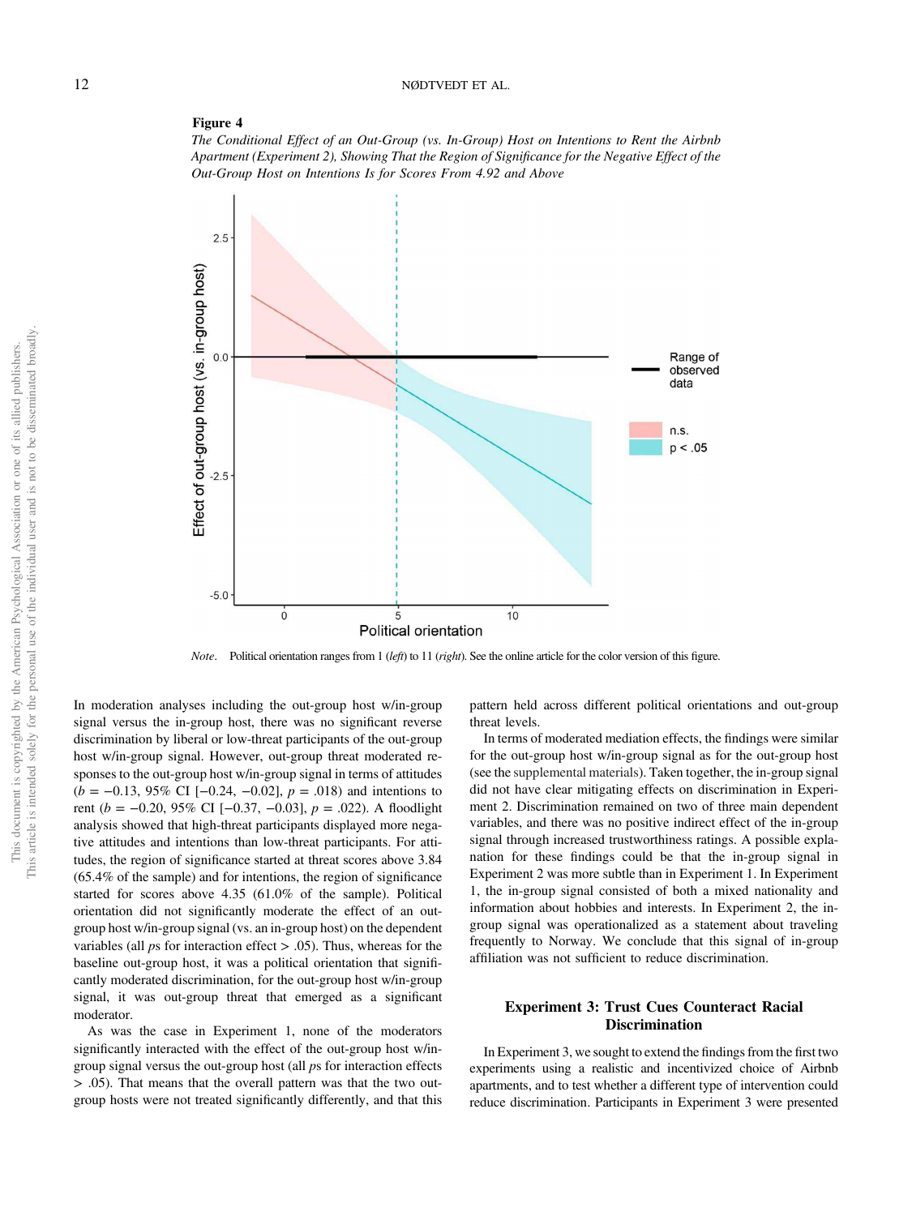**Figure 4**

*The Conditional Effect of an Out-Group (vs. In-Group) Host on Intentions to Rent the Airbnb Apartment (Experiment 2), Showing That the Region of Significance for the Negative Effect of the Out-Group Host on Intentions Is for Scores From 4.92 and Above*

*Note*. Political orientation ranges from 1 (*left*) to 11 (*right*). See the online article for the color version of this figure.

In moderation analyses including the out-group host w/in-group signal versus the in-group host, there was no significant reverse discrimination by liberal or low-threat participants of the out-group host w/in-group signal. However, out-group threat moderated responses to the out-group host w/in-group signal in terms of attitudes ($b = -0.13$, 95% CI [−0.24, −0.02], $p = .018$) and intentions to rent ($b = -0.20$, 95% CI [−0.37, −0.03], $p = .022$). A floodlight analysis showed that high-threat participants displayed more negative attitudes and intentions than low-threat participants. For attitudes, the region of significance started at threat scores above 3.84 (65.4% of the sample) and for intentions, the region of significance started for scores above 4.35 (61.0% of the sample). Political orientation did not significantly moderate the effect of an out-group host w/in-group signal (vs. an in-group host) on the dependent variables (all *p*s for interaction effect > .05). Thus, whereas for the baseline out-group host, it was a political orientation that significantly moderated discrimination, for the out-group host w/in-group signal, it was out-group threat that emerged as a significant moderator.

As was the case in Experiment 1, none of the moderators significantly interacted with the effect of the out-group host w/in-group signal versus the out-group host (all *p*s for interaction effects > .05). That means that the overall pattern was that the two out-group hosts were not treated significantly differently, and that this pattern held across different political orientations and out-group threat levels.

In terms of moderated mediation effects, the findings were similar for the out-group host w/in-group signal as for the out-group host (see the supplemental materials). Taken together, the in-group signal did not have clear mitigating effects on discrimination in Experiment 2. Discrimination remained on two of three main dependent variables, and there was no positive indirect effect of the in-group signal through increased trustworthiness ratings. A possible explanation for these findings could be that the in-group signal in Experiment 2 was more subtle than in Experiment 1. In Experiment 1, the in-group signal consisted of both a mixed nationality and information about hobbies and interests. In Experiment 2, the in-group signal was operationalized as a statement about traveling frequently to Norway. We conclude that this signal of in-group affiliation was not sufficient to reduce discrimination.

## Experiment 3: Trust Cues Counteract Racial Discrimination

In Experiment 3, we sought to extend the findings from the first two experiments using a realistic and incentivized choice of Airbnb apartments, and to test whether a different type of intervention could reduce discrimination. Participants in Experiment 3 were presented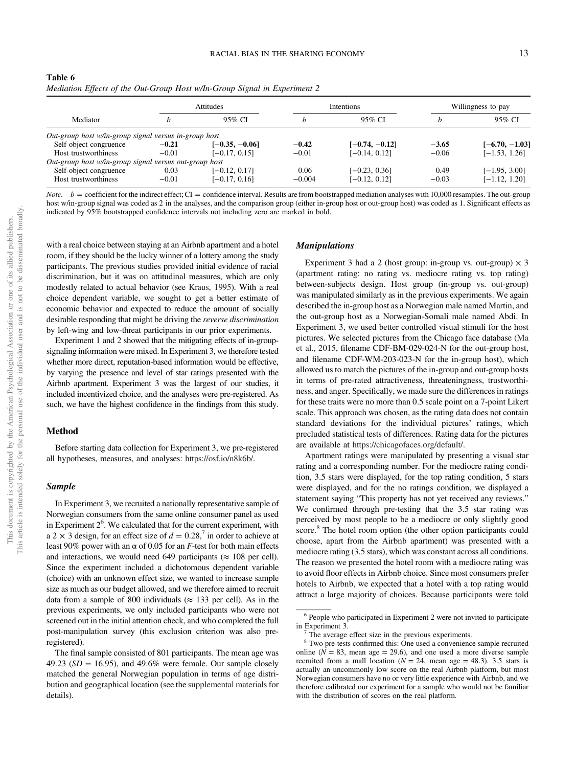**Table 6**
*Mediation Effects of the Out-Group Host w/In-Group Signal in Experiment 2*

| Mediator | Attitudes | | Intentions | | Willingness to pay | |
|---|---|---|---|---|---|---|
| | *b* | 95% CI | *b* | 95% CI | *b* | 95% CI |
| *Out-group host w/in-group signal versus in-group host* | | | | | | |
| Self-object congruence | **−0.21** | **[−0.35, −0.06]** | **−0.42** | **[−0.74, −0.12]** | **−3.65** | **[−6.70, −1.03]** |
| Host trustworthiness | −0.01 | [−0.17, 0.15] | −0.01 | [−0.14, 0.12] | −0.06 | [−1.53, 1.26] |
| *Out-group host w/in-group signal versus out-group host* | | | | | | |
| Self-object congruence | 0.03 | [−0.12, 0.17] | 0.06 | [−0.23, 0.36] | 0.49 | [−1.95, 3.00] |
| Host trustworthiness | −0.01 | [−0.17, 0.16] | −0.004 | [−0.12, 0.12] | −0.03 | [−1.12, 1.20] |

*Note.* $b$ = coefficient for the indirect effect; CI = confidence interval. Results are from bootstrapped mediation analyses with 10,000 resamples. The out-group host w/in-group signal was coded as 2 in the analyses, and the comparison group (either in-group host or out-group host) was coded as 1. Significant effects as indicated by 95% bootstrapped confidence intervals not including zero are marked in bold.

with a real choice between staying at an Airbnb apartment and a hotel room, if they should be the lucky winner of a lottery among the study participants. The previous studies provided initial evidence of racial discrimination, but it was on attitudinal measures, which are only modestly related to actual behavior (see Kraus, 1995). With a real choice dependent variable, we sought to get a better estimate of economic behavior and expected to reduce the amount of socially desirable responding that might be driving the *reverse discrimination* by left-wing and low-threat participants in our prior experiments.

Experiment 1 and 2 showed that the mitigating effects of in-group-signaling information were mixed. In Experiment 3, we therefore tested whether more direct, reputation-based information would be effective, by varying the presence and level of star ratings presented with the Airbnb apartment. Experiment 3 was the largest of our studies, it included incentivized choice, and the analyses were pre-registered. As such, we have the highest confidence in the findings from this study.

## Method

Before starting data collection for Experiment 3, we pre-registered all hypotheses, measures, and analyses: https://osf.io/n8k6b/.

### Sample

In Experiment 3, we recruited a nationally representative sample of Norwegian consumers from the same online consumer panel as used in Experiment 2[6]. We calculated that for the current experiment, with a 2 × 3 design, for an effect size of $d = 0.28$,[7] in order to achieve at least 90% power with an α of 0.05 for an $F$-test for both main effects and interactions, we would need 649 participants (≈ 108 per cell). Since the experiment included a dichotomous dependent variable (choice) with an unknown effect size, we wanted to increase sample size as much as our budget allowed, and we therefore aimed to recruit data from a sample of 800 individuals (≈ 133 per cell). As in the previous experiments, we only included participants who were not screened out in the initial attention check, and who completed the full post-manipulation survey (this exclusion criterion was also pre-registered).

The final sample consisted of 801 participants. The mean age was 49.23 ($SD = 16.95$), and 49.6% were female. Our sample closely matched the general Norwegian population in terms of age distribution and geographical location (see the supplemental materials for details).

### Manipulations

Experiment 3 had a 2 (host group: in-group vs. out-group) × 3 (apartment rating: no rating vs. mediocre rating vs. top rating) between-subjects design. Host group (in-group vs. out-group) was manipulated similarly as in the previous experiments. We again described the in-group host as a Norwegian male named Martin, and the out-group host as a Norwegian-Somali male named Abdi. In Experiment 3, we used better controlled visual stimuli for the host pictures. We selected pictures from the Chicago face database (Ma et al., 2015, filename CDF-BM-029-024-N for the out-group host, and filename CDF-WM-203-023-N for the in-group host), which allowed us to match the pictures of the in-group and out-group hosts in terms of pre-rated attractiveness, threateningness, trustworthiness, and anger. Specifically, we made sure the differences in ratings for these traits were no more than 0.5 scale point on a 7-point Likert scale. This approach was chosen, as the rating data does not contain standard deviations for the individual pictures' ratings, which precluded statistical tests of differences. Rating data for the pictures are available at https://chicagofaces.org/default/.

Apartment ratings were manipulated by presenting a visual star rating and a corresponding number. For the mediocre rating condition, 3.5 stars were displayed, for the top rating condition, 5 stars were displayed, and for the no ratings condition, we displayed a statement saying "This property has not yet received any reviews." We confirmed through pre-testing that the 3.5 star rating was perceived by most people to be a mediocre or only slightly good score.[8] The hotel room option (the other option participants could choose, apart from the Airbnb apartment) was presented with a mediocre rating (3.5 stars), which was constant across all conditions. The reason we presented the hotel room with a mediocre rating was to avoid floor effects in Airbnb choice. Since most consumers prefer hotels to Airbnb, we expected that a hotel with a top rating would attract a large majority of choices. Because participants were told

[6] People who participated in Experiment 2 were not invited to participate in Experiment 3.

[7] The average effect size in the previous experiments.

[8] Two pre-tests confirmed this: One used a convenience sample recruited online ($N = 83$, mean age = 29.6), and one used a more diverse sample recruited from a mall location ($N = 24$, mean age = 48.3). 3.5 stars is actually an uncommonly low score on the real Airbnb platform, but most Norwegian consumers have no or very little experience with Airbnb, and we therefore calibrated our experiment for a sample who would not be familiar with the distribution of scores on the real platform.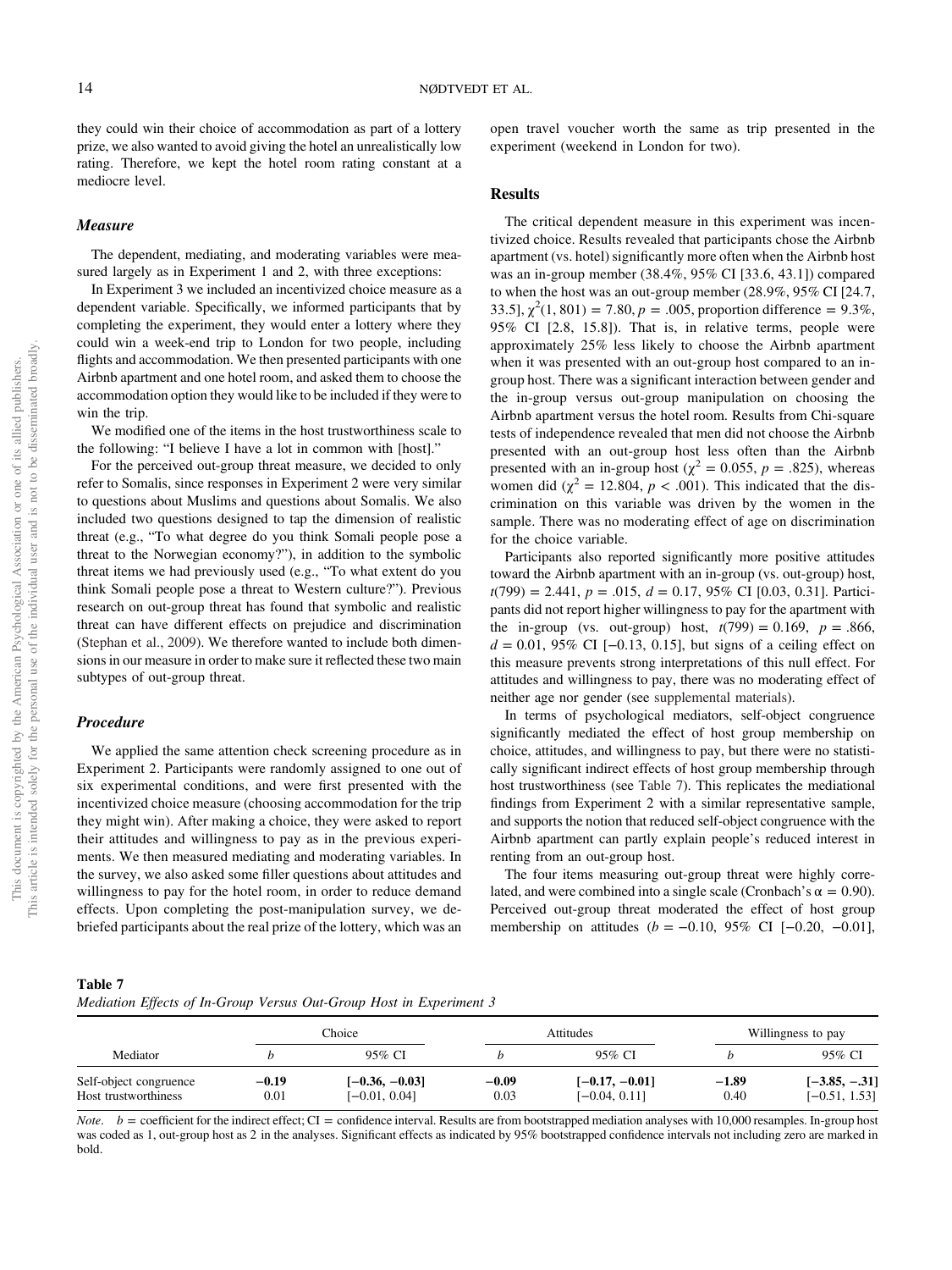they could win their choice of accommodation as part of a lottery prize, we also wanted to avoid giving the hotel an unrealistically low rating. Therefore, we kept the hotel room rating constant at a mediocre level.

### *Measure*

The dependent, mediating, and moderating variables were measured largely as in Experiment 1 and 2, with three exceptions:

In Experiment 3 we included an incentivized choice measure as a dependent variable. Specifically, we informed participants that by completing the experiment, they would enter a lottery where they could win a week-end trip to London for two people, including flights and accommodation. We then presented participants with one Airbnb apartment and one hotel room, and asked them to choose the accommodation option they would like to be included if they were to win the trip.

We modified one of the items in the host trustworthiness scale to the following: "I believe I have a lot in common with [host]."

For the perceived out-group threat measure, we decided to only refer to Somalis, since responses in Experiment 2 were very similar to questions about Muslims and questions about Somalis. We also included two questions designed to tap the dimension of realistic threat (e.g., "To what degree do you think Somali people pose a threat to the Norwegian economy?"), in addition to the symbolic threat items we had previously used (e.g., "To what extent do you think Somali people pose a threat to Western culture?"). Previous research on out-group threat has found that symbolic and realistic threat can have different effects on prejudice and discrimination (Stephan et al., 2009). We therefore wanted to include both dimensions in our measure in order to make sure it reflected these two main subtypes of out-group threat.

### *Procedure*

We applied the same attention check screening procedure as in Experiment 2. Participants were randomly assigned to one out of six experimental conditions, and were first presented with the incentivized choice measure (choosing accommodation for the trip they might win). After making a choice, they were asked to report their attitudes and willingness to pay as in the previous experiments. We then measured mediating and moderating variables. In the survey, we also asked some filler questions about attitudes and willingness to pay for the hotel room, in order to reduce demand effects. Upon completing the post-manipulation survey, we debriefed participants about the real prize of the lottery, which was an open travel voucher worth the same as trip presented in the experiment (weekend in London for two).

## Results

The critical dependent measure in this experiment was incentivized choice. Results revealed that participants chose the Airbnb apartment (vs. hotel) significantly more often when the Airbnb host was an in-group member (38.4%, 95% CI [33.6, 43.1]) compared to when the host was an out-group member (28.9%, 95% CI [24.7, 33.5], $\chi^2(1, 801) = 7.80$, $p = .005$, proportion difference = 9.3%, 95% CI [2.8, 15.8]). That is, in relative terms, people were approximately 25% less likely to choose the Airbnb apartment when it was presented with an out-group host compared to an in-group host. There was a significant interaction between gender and the in-group versus out-group manipulation on choosing the Airbnb apartment versus the hotel room. Results from Chi-square tests of independence revealed that men did not choose the Airbnb presented with an out-group host less often than the Airbnb presented with an in-group host ($\chi^2 = 0.055$, $p = .825$), whereas women did ($\chi^2 = 12.804$, $p < .001$). This indicated that the discrimination on this variable was driven by the women in the sample. There was no moderating effect of age on discrimination for the choice variable.

Participants also reported significantly more positive attitudes toward the Airbnb apartment with an in-group (vs. out-group) host, $t(799) = 2.441$, $p = .015$, $d = 0.17$, 95% CI [0.03, 0.31]. Participants did not report higher willingness to pay for the apartment with the in-group (vs. out-group) host, $t(799) = 0.169$, $p = .866$, $d = 0.01$, 95% CI [−0.13, 0.15], but signs of a ceiling effect on this measure prevents strong interpretations of this null effect. For attitudes and willingness to pay, there was no moderating effect of neither age nor gender (see supplemental materials).

In terms of psychological mediators, self-object congruence significantly mediated the effect of host group membership on choice, attitudes, and willingness to pay, but there were no statistically significant indirect effects of host group membership through host trustworthiness (see Table 7). This replicates the mediational findings from Experiment 2 with a similar representative sample, and supports the notion that reduced self-object congruence with the Airbnb apartment can partly explain people's reduced interest in renting from an out-group host.

The four items measuring out-group threat were highly correlated, and were combined into a single scale (Cronbach's $\alpha = 0.90$). Perceived out-group threat moderated the effect of host group membership on attitudes ($b = -0.10$, 95% CI [−0.20, −0.01],

**Table 7**
*Mediation Effects of In-Group Versus Out-Group Host in Experiment 3*

| Mediator | Choice | | Attitudes | | Willingness to pay | |
|---|---|---|---|---|---|---|
| | $b$ | 95% CI | $b$ | 95% CI | $b$ | 95% CI |
| Self-object congruence | **−0.19** | **[−0.36, −0.03]** | **−0.09** | **[−0.17, −0.01]** | **−1.89** | **[−3.85, −.31]** |
| Host trustworthiness | 0.01 | [−0.01, 0.04] | 0.03 | [−0.04, 0.11] | 0.40 | [−0.51, 1.53] |

*Note.* $b$ = coefficient for the indirect effect; CI = confidence interval. Results are from bootstrapped mediation analyses with 10,000 resamples. In-group host was coded as 1, out-group host as 2 in the analyses. Significant effects as indicated by 95% bootstrapped confidence intervals not including zero are marked in bold.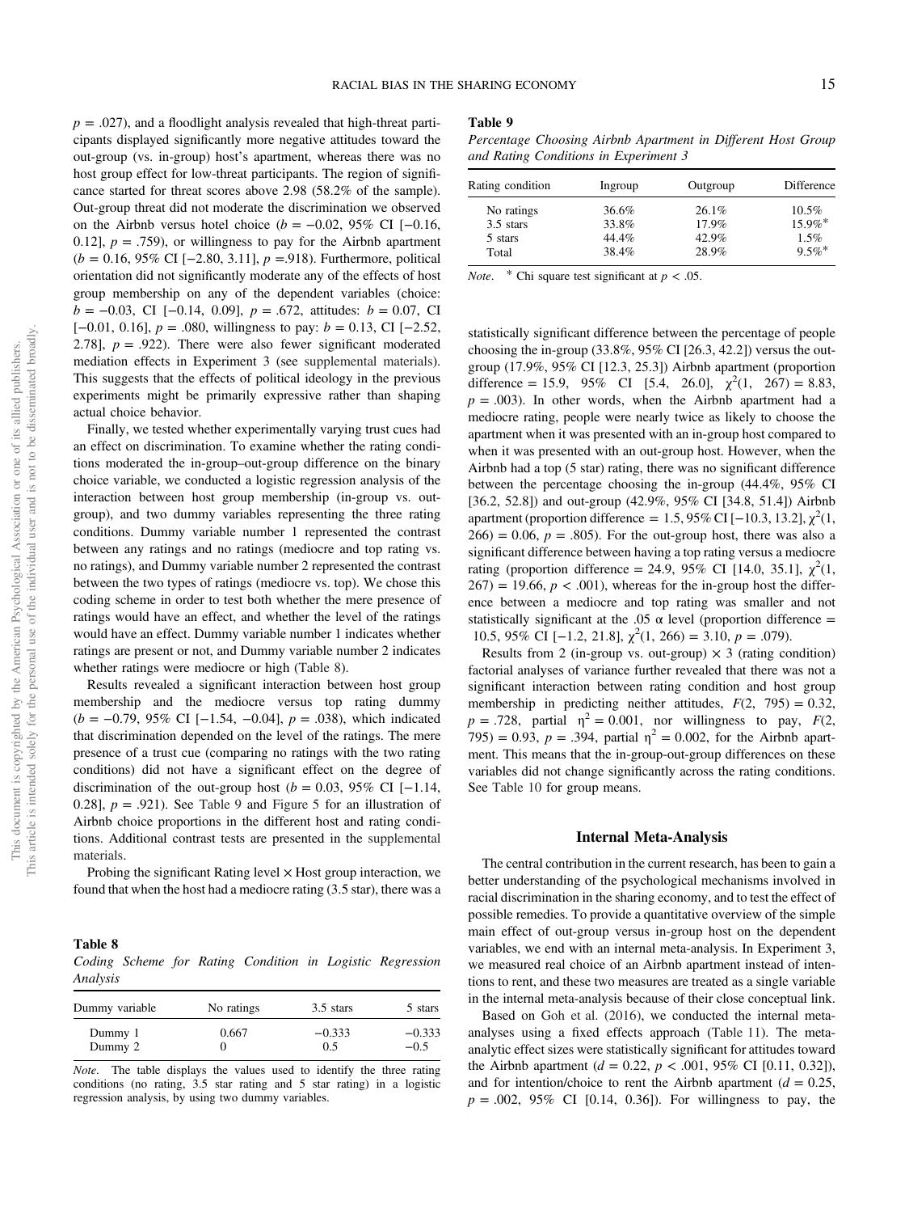$p = .027$), and a floodlight analysis revealed that high-threat participants displayed significantly more negative attitudes toward the out-group (vs. in-group) host's apartment, whereas there was no host group effect for low-threat participants. The region of significance started for threat scores above 2.98 (58.2% of the sample). Out-group threat did not moderate the discrimination we observed on the Airbnb versus hotel choice ($b = -0.02$, 95% CI [−0.16, 0.12], $p = .759$), or willingness to pay for the Airbnb apartment ($b = 0.16$, 95% CI [−2.80, 3.11], $p = .918$). Furthermore, political orientation did not significantly moderate any of the effects of host group membership on any of the dependent variables (choice: $b = -0.03$, CI [−0.14, 0.09], $p = .672$, attitudes: $b = 0.07$, CI [−0.01, 0.16], $p = .080$, willingness to pay: $b = 0.13$, CI [−2.52, 2.78], $p = .922$). There were also fewer significant moderated mediation effects in Experiment 3 (see supplemental materials). This suggests that the effects of political ideology in the previous experiments might be primarily expressive rather than shaping actual choice behavior.

Finally, we tested whether experimentally varying trust cues had an effect on discrimination. To examine whether the rating conditions moderated the in-group–out-group difference on the binary choice variable, we conducted a logistic regression analysis of the interaction between host group membership (in-group vs. out-group), and two dummy variables representing the three rating conditions. Dummy variable number 1 represented the contrast between any ratings and no ratings (mediocre and top rating vs. no ratings), and Dummy variable number 2 represented the contrast between the two types of ratings (mediocre vs. top). We chose this coding scheme in order to test both whether the mere presence of ratings would have an effect, and whether the level of the ratings would have an effect. Dummy variable number 1 indicates whether ratings are present or not, and Dummy variable number 2 indicates whether ratings were mediocre or high (Table 8).

Results revealed a significant interaction between host group membership and the mediocre versus top rating dummy ($b = -0.79$, 95% CI [−1.54, −0.04], $p = .038$), which indicated that discrimination depended on the level of the ratings. The mere presence of a trust cue (comparing no ratings with the two rating conditions) did not have a significant effect on the degree of discrimination of the out-group host ($b = 0.03$, 95% CI [−1.14, 0.28], $p = .921$). See Table 9 and Figure 5 for an illustration of Airbnb choice proportions in the different host and rating conditions. Additional contrast tests are presented in the supplemental materials.

Probing the significant Rating level × Host group interaction, we found that when the host had a mediocre rating (3.5 star), there was a statistically significant difference between the percentage of people choosing the in-group (33.8%, 95% CI [26.3, 42.2]) versus the out-group (17.9%, 95% CI [12.3, 25.3]) Airbnb apartment (proportion difference = 15.9, 95% CI [5.4, 26.0], $\chi^2(1, 267) = 8.83$, $p = .003$). In other words, when the Airbnb apartment had a mediocre rating, people were nearly twice as likely to choose the apartment when it was presented with an in-group host compared to when it was presented with an out-group host. However, when the Airbnb had a top (5 star) rating, there was no significant difference between the percentage choosing the in-group (44.4%, 95% CI [36.2, 52.8]) and out-group (42.9%, 95% CI [34.8, 51.4]) Airbnb apartment (proportion difference = 1.5, 95% CI [−10.3, 13.2], $\chi^2(1, 266) = 0.06$, $p = .805$). For the out-group host, there was also a significant difference between having a top rating versus a mediocre rating (proportion difference = 24.9, 95% CI [14.0, 35.1], $\chi^2(1, 267) = 19.66$, $p < .001$), whereas for the in-group host the difference between a mediocre and top rating was smaller and not statistically significant at the .05 α level (proportion difference = 10.5, 95% CI [−1.2, 21.8], $\chi^2(1, 266) = 3.10$, $p = .079$).

Results from 2 (in-group vs. out-group) × 3 (rating condition) factorial analyses of variance further revealed that there was not a significant interaction between rating condition and host group membership in predicting neither attitudes, $F(2, 795) = 0.32$, $p = .728$, partial $\eta^2 = 0.001$, nor willingness to pay, $F(2, 795) = 0.93$, $p = .394$, partial $\eta^2 = 0.002$, for the Airbnb apartment. This means that the in-group-out-group differences on these variables did not change significantly across the rating conditions. See Table 10 for group means.

**Table 8**

*Coding Scheme for Rating Condition in Logistic Regression Analysis*

| Dummy variable | No ratings | 3.5 stars | 5 stars |
|---|---|---|---|
| Dummy 1 | 0.667 | −0.333 | −0.333 |
| Dummy 2 | 0 | 0.5 | −0.5 |

*Note.* The table displays the values used to identify the three rating conditions (no rating, 3.5 star rating and 5 star rating) in a logistic regression analysis, by using two dummy variables.

**Table 9**

*Percentage Choosing Airbnb Apartment in Different Host Group and Rating Conditions in Experiment 3*

| Rating condition | Ingroup | Outgroup | Difference |
|---|---|---|---|
| No ratings | 36.6% | 26.1% | 10.5% |
| 3.5 stars | 33.8% | 17.9% | 15.9%* |
| 5 stars | 44.4% | 42.9% | 1.5% |
| Total | 38.4% | 28.9% | 9.5%* |

*Note.* * Chi square test significant at $p < .05$.

## Internal Meta-Analysis

The central contribution in the current research, has been to gain a better understanding of the psychological mechanisms involved in racial discrimination in the sharing economy, and to test the effect of possible remedies. To provide a quantitative overview of the simple main effect of out-group versus in-group host on the dependent variables, we end with an internal meta-analysis. In Experiment 3, we measured real choice of an Airbnb apartment instead of intentions to rent, and these two measures are treated as a single variable in the internal meta-analysis because of their close conceptual link.

Based on Goh et al. (2016), we conducted the internal meta-analyses using a fixed effects approach (Table 11). The meta-analytic effect sizes were statistically significant for attitudes toward the Airbnb apartment ($d = 0.22$, $p < .001$, 95% CI [0.11, 0.32]), and for intention/choice to rent the Airbnb apartment ($d = 0.25$, $p = .002$, 95% CI [0.14, 0.36]). For willingness to pay, the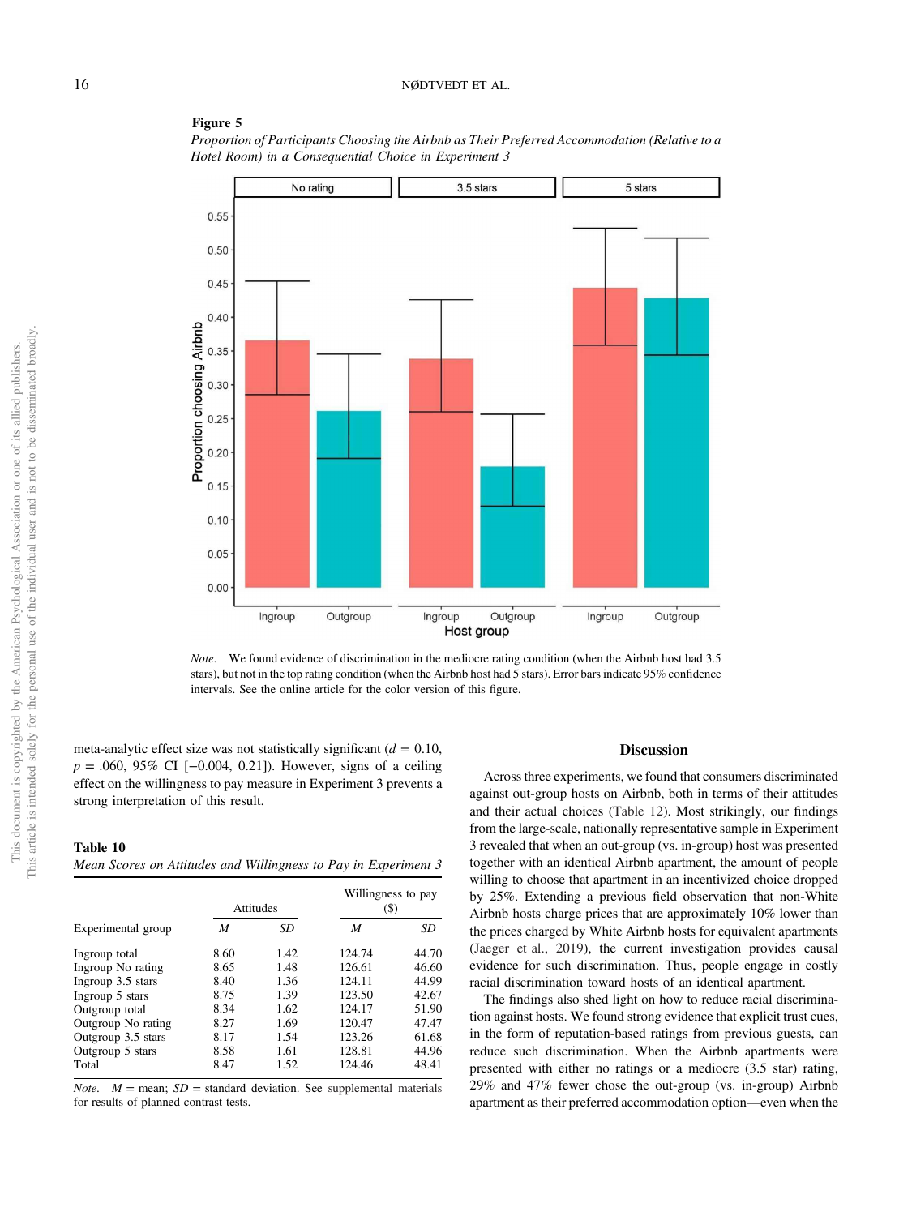**Figure 5**

*Proportion of Participants Choosing the Airbnb as Their Preferred Accommodation (Relative to a Hotel Room) in a Consequential Choice in Experiment 3*

*Note.* We found evidence of discrimination in the mediocre rating condition (when the Airbnb host had 3.5 stars), but not in the top rating condition (when the Airbnb host had 5 stars). Error bars indicate 95% confidence intervals. See the online article for the color version of this figure.

meta-analytic effect size was not statistically significant ($d = 0.10$, $p = .060$, 95% CI [−0.004, 0.21]). However, signs of a ceiling effect on the willingness to pay measure in Experiment 3 prevents a strong interpretation of this result.

**Table 10**

*Mean Scores on Attitudes and Willingness to Pay in Experiment 3*

| | Attitudes | | Willingness to pay ($) | |
|---|---|---|---|---|
| Experimental group | *M* | *SD* | *M* | *SD* |
| Ingroup total | 8.60 | 1.42 | 124.74 | 44.70 |
| Ingroup No rating | 8.65 | 1.48 | 126.61 | 46.60 |
| Ingroup 3.5 stars | 8.40 | 1.36 | 124.11 | 44.99 |
| Ingroup 5 stars | 8.75 | 1.39 | 123.50 | 42.67 |
| Outgroup total | 8.34 | 1.62 | 124.17 | 51.90 |
| Outgroup No rating | 8.27 | 1.69 | 120.47 | 47.47 |
| Outgroup 3.5 stars | 8.17 | 1.54 | 123.26 | 61.68 |
| Outgroup 5 stars | 8.58 | 1.61 | 128.81 | 44.96 |
| Total | 8.47 | 1.52 | 124.46 | 48.41 |

*Note.* $M$ = mean; $SD$ = standard deviation. See supplemental materials for results of planned contrast tests.

## Discussion

Across three experiments, we found that consumers discriminated against out-group hosts on Airbnb, both in terms of their attitudes and their actual choices (Table 12). Most strikingly, our findings from the large-scale, nationally representative sample in Experiment 3 revealed that when an out-group (vs. in-group) host was presented together with an identical Airbnb apartment, the amount of people willing to choose that apartment in an incentivized choice dropped by 25%. Extending a previous field observation that non-White Airbnb hosts charge prices that are approximately 10% lower than the prices charged by White Airbnb hosts for equivalent apartments (Jaeger et al., 2019), the current investigation provides causal evidence for such discrimination. Thus, people engage in costly racial discrimination toward hosts of an identical apartment.

The findings also shed light on how to reduce racial discrimination against hosts. We found strong evidence that explicit trust cues, in the form of reputation-based ratings from previous guests, can reduce such discrimination. When the Airbnb apartments were presented with either no ratings or a mediocre (3.5 star) rating, 29% and 47% fewer chose the out-group (vs. in-group) Airbnb apartment as their preferred accommodation option—even when the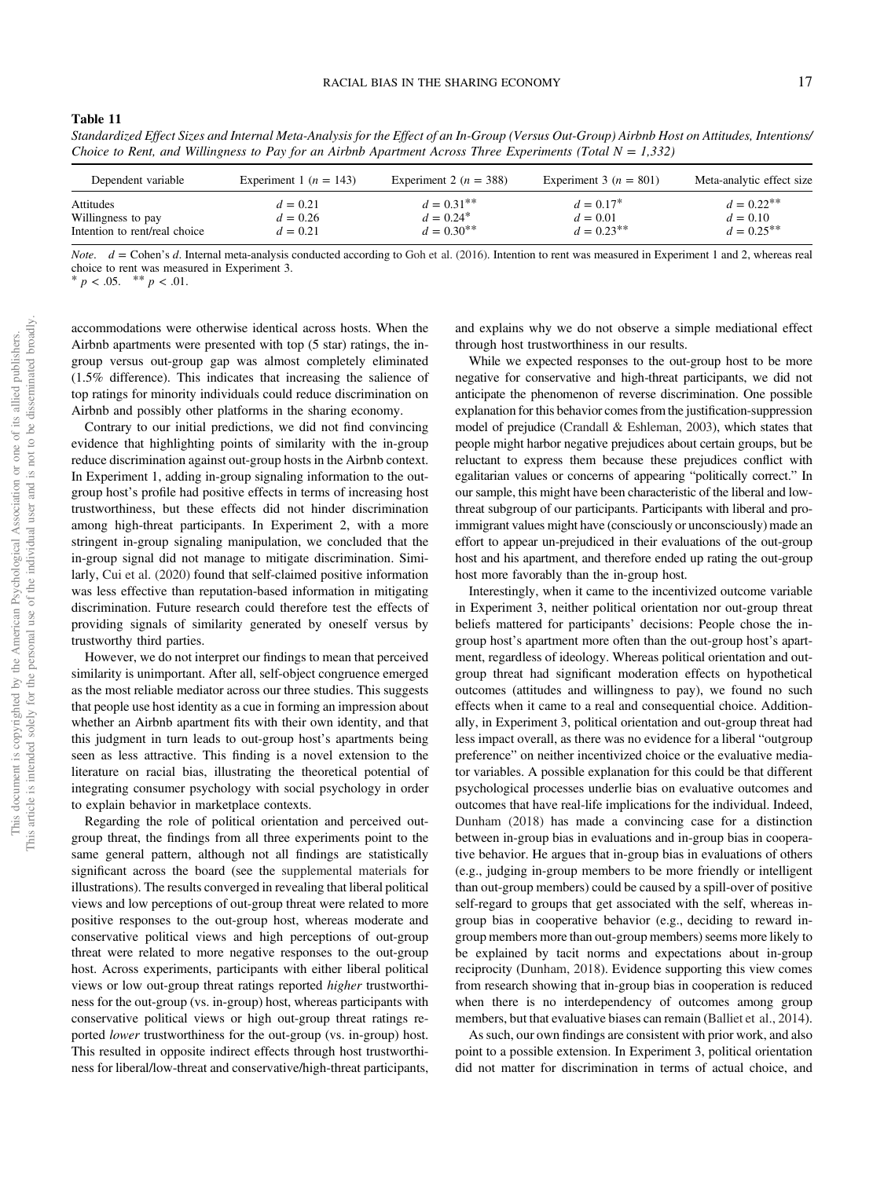**Table 11**

*Standardized Effect Sizes and Internal Meta-Analysis for the Effect of an In-Group (Versus Out-Group) Airbnb Host on Attitudes, Intentions/Choice to Rent, and Willingness to Pay for an Airbnb Apartment Across Three Experiments (Total N = 1,332)*

| Dependent variable | Experiment 1 ($n$ = 143) | Experiment 2 ($n$ = 388) | Experiment 3 ($n$ = 801) | Meta-analytic effect size |
|---|---|---|---|---|
| Attitudes | $d = 0.21$ | $d = 0.31^{**}$ | $d = 0.17^{*}$ | $d = 0.22^{**}$ |
| Willingness to pay | $d = 0.26$ | $d = 0.24^{*}$ | $d = 0.01$ | $d = 0.10$ |
| Intention to rent/real choice | $d = 0.21$ | $d = 0.30^{**}$ | $d = 0.23^{**}$ | $d = 0.25^{**}$ |

*Note.* $d$ = Cohen's $d$. Internal meta-analysis conducted according to Goh et al. (2016). Intention to rent was measured in Experiment 1 and 2, whereas real choice to rent was measured in Experiment 3.
$^{*}$ $p < .05$. $^{**}$ $p < .01$.

accommodations were otherwise identical across hosts. When the Airbnb apartments were presented with top (5 star) ratings, the in-group versus out-group gap was almost completely eliminated (1.5% difference). This indicates that increasing the salience of top ratings for minority individuals could reduce discrimination on Airbnb and possibly other platforms in the sharing economy.

Contrary to our initial predictions, we did not find convincing evidence that highlighting points of similarity with the in-group reduce discrimination against out-group hosts in the Airbnb context. In Experiment 1, adding in-group signaling information to the out-group host's profile had positive effects in terms of increasing host trustworthiness, but these effects did not hinder discrimination among high-threat participants. In Experiment 2, with a more stringent in-group signaling manipulation, we concluded that the in-group signal did not manage to mitigate discrimination. Similarly, Cui et al. (2020) found that self-claimed positive information was less effective than reputation-based information in mitigating discrimination. Future research could therefore test the effects of providing signals of similarity generated by oneself versus by trustworthy third parties.

However, we do not interpret our findings to mean that perceived similarity is unimportant. After all, self-object congruence emerged as the most reliable mediator across our three studies. This suggests that people use host identity as a cue in forming an impression about whether an Airbnb apartment fits with their own identity, and that this judgment in turn leads to out-group host's apartments being seen as less attractive. This finding is a novel extension to the literature on racial bias, illustrating the theoretical potential of integrating consumer psychology with social psychology in order to explain behavior in marketplace contexts.

Regarding the role of political orientation and perceived out-group threat, the findings from all three experiments point to the same general pattern, although not all findings are statistically significant across the board (see the supplemental materials for illustrations). The results converged in revealing that liberal political views and low perceptions of out-group threat were related to more positive responses to the out-group host, whereas moderate and conservative political views and high perceptions of out-group threat were related to more negative responses to the out-group host. Across experiments, participants with either liberal political views or low out-group threat ratings reported *higher* trustworthiness for the out-group (vs. in-group) host, whereas participants with conservative political views or high out-group threat ratings reported *lower* trustworthiness for the out-group (vs. in-group) host. This resulted in opposite indirect effects through host trustworthiness for liberal/low-threat and conservative/high-threat participants, and explains why we do not observe a simple mediational effect through host trustworthiness in our results.

While we expected responses to the out-group host to be more negative for conservative and high-threat participants, we did not anticipate the phenomenon of reverse discrimination. One possible explanation for this behavior comes from the justification-suppression model of prejudice (Crandall & Eshleman, 2003), which states that people might harbor negative prejudices about certain groups, but be reluctant to express them because these prejudices conflict with egalitarian values or concerns of appearing "politically correct." In our sample, this might have been characteristic of the liberal and low-threat subgroup of our participants. Participants with liberal and pro-immigrant values might have (consciously or unconsciously) made an effort to appear un-prejudiced in their evaluations of the out-group host and his apartment, and therefore ended up rating the out-group host more favorably than the in-group host.

Interestingly, when it came to the incentivized outcome variable in Experiment 3, neither political orientation nor out-group threat beliefs mattered for participants' decisions: People chose the in-group host's apartment more often than the out-group host's apartment, regardless of ideology. Whereas political orientation and out-group threat had significant moderation effects on hypothetical outcomes (attitudes and willingness to pay), we found no such effects when it came to a real and consequential choice. Additionally, in Experiment 3, political orientation and out-group threat had less impact overall, as there was no evidence for a liberal "outgroup preference" on neither incentivized choice or the evaluative mediator variables. A possible explanation for this could be that different psychological processes underlie bias on evaluative outcomes and outcomes that have real-life implications for the individual. Indeed, Dunham (2018) has made a convincing case for a distinction between in-group bias in evaluations and in-group bias in cooperative behavior. He argues that in-group bias in evaluations of others (e.g., judging in-group members to be more friendly or intelligent than out-group members) could be caused by a spill-over of positive self-regard to groups that get associated with the self, whereas in-group bias in cooperative behavior (e.g., deciding to reward in-group members more than out-group members) seems more likely to be explained by tacit norms and expectations about in-group reciprocity (Dunham, 2018). Evidence supporting this view comes from research showing that in-group bias in cooperation is reduced when there is no interdependency of outcomes among group members, but that evaluative biases can remain (Balliet et al., 2014).

As such, our own findings are consistent with prior work, and also point to a possible extension. In Experiment 3, political orientation did not matter for discrimination in terms of actual choice, and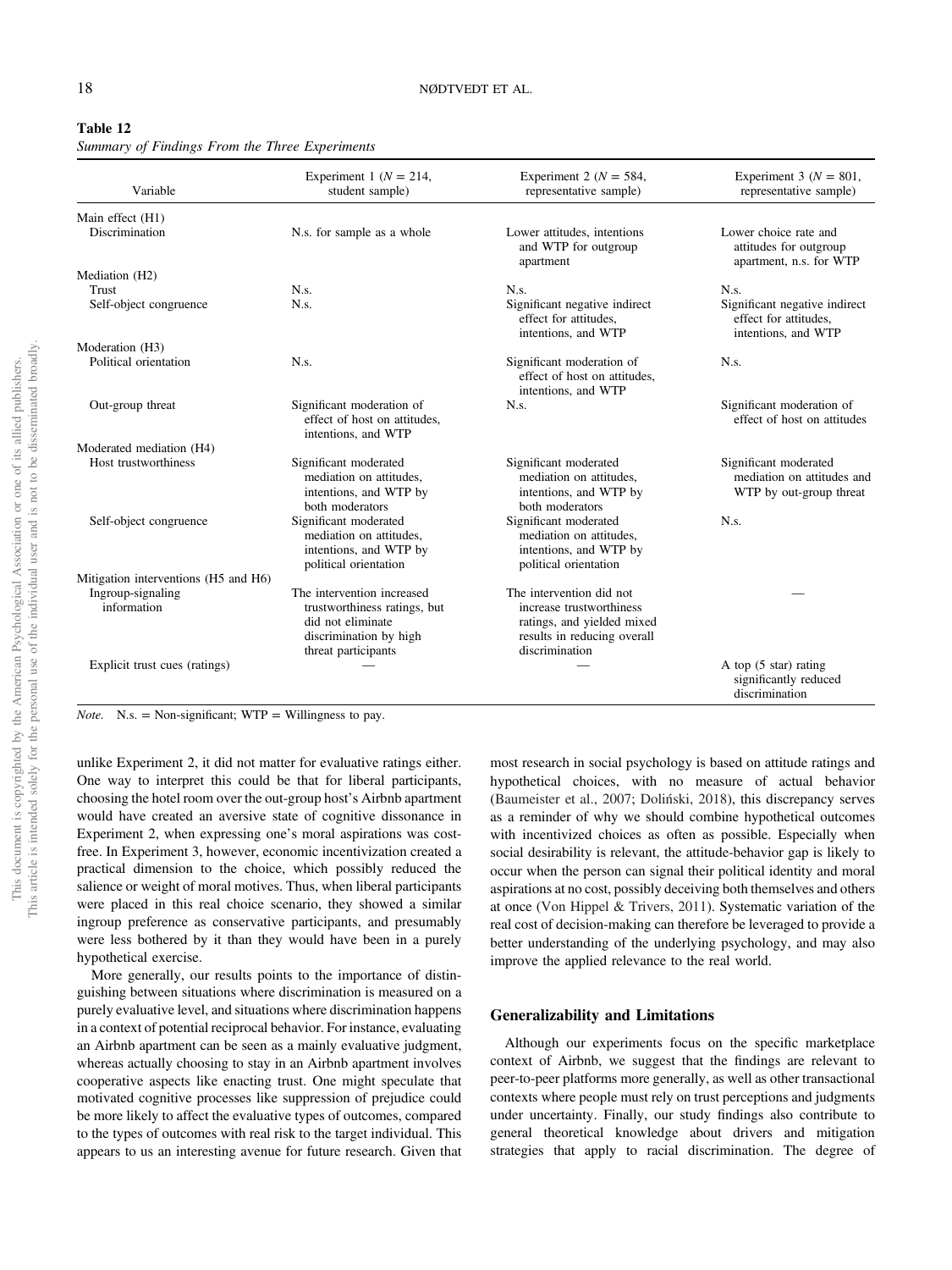**Table 12**
*Summary of Findings From the Three Experiments*

| Variable | Experiment 1 ($N$ = 214, student sample) | Experiment 2 ($N$ = 584, representative sample) | Experiment 3 ($N$ = 801, representative sample) |
|---|---|---|---|
| Main effect (H1) | | | |
| Discrimination | N.s. for sample as a whole | Lower attitudes, intentions and WTP for outgroup apartment | Lower choice rate and attitudes for outgroup apartment, n.s. for WTP |
| Mediation (H2) | | | |
| Trust | N.s. | N.s. | N.s. |
| Self-object congruence | N.s. | Significant negative indirect effect for attitudes, intentions, and WTP | Significant negative indirect effect for attitudes, intentions, and WTP |
| Moderation (H3) | | | |
| Political orientation | N.s. | Significant moderation of effect of host on attitudes, intentions, and WTP | N.s. |
| Out-group threat | Significant moderation of effect of host on attitudes, intentions, and WTP | N.s. | Significant moderation of effect of host on attitudes |
| Moderated mediation (H4) | | | |
| Host trustworthiness | Significant moderated mediation on attitudes, intentions, and WTP by both moderators | Significant moderated mediation on attitudes, intentions, and WTP by both moderators | Significant moderated mediation on attitudes and WTP by out-group threat |
| Self-object congruence | Significant moderated mediation on attitudes, intentions, and WTP by political orientation | Significant moderated mediation on attitudes, intentions, and WTP by political orientation | N.s. |
| Mitigation interventions (H5 and H6) | | | |
| Ingroup-signaling information | The intervention increased trustworthiness ratings, but did not eliminate discrimination by high threat participants | The intervention did not increase trustworthiness ratings, and yielded mixed results in reducing overall discrimination | — |
| Explicit trust cues (ratings) | — | — | A top (5 star) rating significantly reduced discrimination |

*Note.* N.s. = Non-significant; WTP = Willingness to pay.

unlike Experiment 2, it did not matter for evaluative ratings either. One way to interpret this could be that for liberal participants, choosing the hotel room over the out-group host's Airbnb apartment would have created an aversive state of cognitive dissonance in Experiment 2, when expressing one's moral aspirations was cost-free. In Experiment 3, however, economic incentivization created a practical dimension to the choice, which possibly reduced the salience or weight of moral motives. Thus, when liberal participants were placed in this real choice scenario, they showed a similar ingroup preference as conservative participants, and presumably were less bothered by it than they would have been in a purely hypothetical exercise.

More generally, our results points to the importance of distinguishing between situations where discrimination is measured on a purely evaluative level, and situations where discrimination happens in a context of potential reciprocal behavior. For instance, evaluating an Airbnb apartment can be seen as a mainly evaluative judgment, whereas actually choosing to stay in an Airbnb apartment involves cooperative aspects like enacting trust. One might speculate that motivated cognitive processes like suppression of prejudice could be more likely to affect the evaluative types of outcomes, compared to the types of outcomes with real risk to the target individual. This appears to us an interesting avenue for future research. Given that most research in social psychology is based on attitude ratings and hypothetical choices, with no measure of actual behavior (Baumeister et al., 2007; Doliński, 2018), this discrepancy serves as a reminder of why we should combine hypothetical outcomes with incentivized choices as often as possible. Especially when social desirability is relevant, the attitude-behavior gap is likely to occur when the person can signal their political identity and moral aspirations at no cost, possibly deceiving both themselves and others at once (Von Hippel & Trivers, 2011). Systematic variation of the real cost of decision-making can therefore be leveraged to provide a better understanding of the underlying psychology, and may also improve the applied relevance to the real world.

## Generalizability and Limitations

Although our experiments focus on the specific marketplace context of Airbnb, we suggest that the findings are relevant to peer-to-peer platforms more generally, as well as other transactional contexts where people must rely on trust perceptions and judgments under uncertainty. Finally, our study findings also contribute to general theoretical knowledge about drivers and mitigation strategies that apply to racial discrimination. The degree of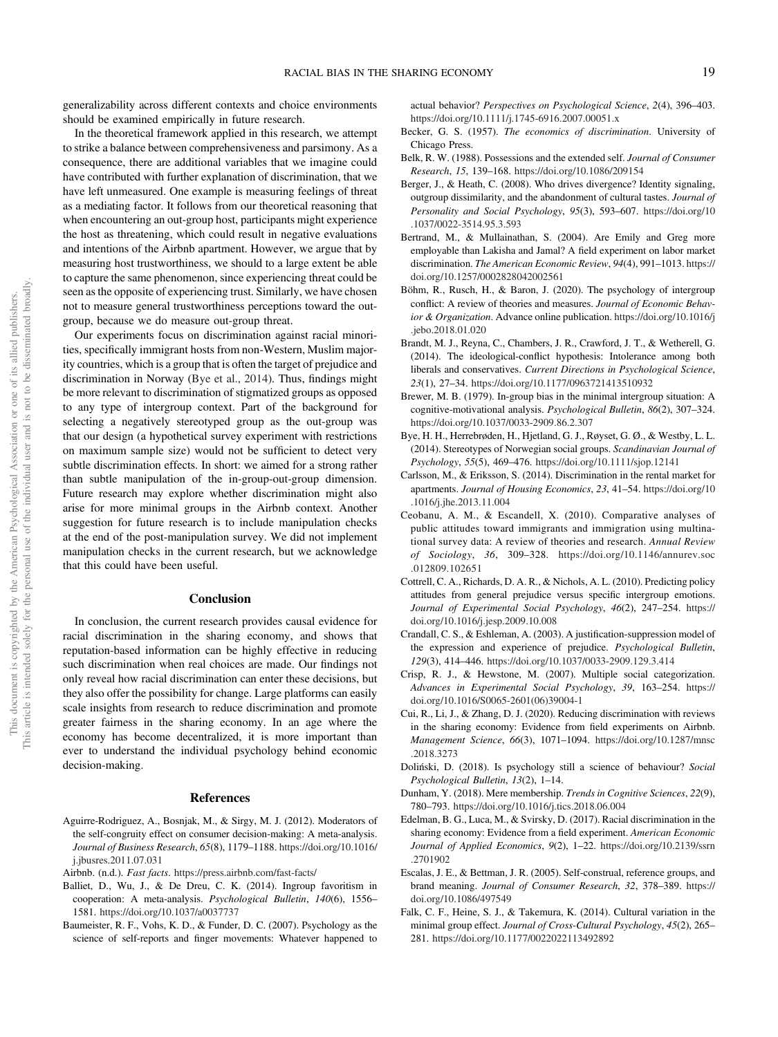generalizability across different contexts and choice environments should be examined empirically in future research.

In the theoretical framework applied in this research, we attempt to strike a balance between comprehensiveness and parsimony. As a consequence, there are additional variables that we imagine could have contributed with further explanation of discrimination, that we have left unmeasured. One example is measuring feelings of threat as a mediating factor. It follows from our theoretical reasoning that when encountering an out-group host, participants might experience the host as threatening, which could result in negative evaluations and intentions of the Airbnb apartment. However, we argue that by measuring host trustworthiness, we should to a large extent be able to capture the same phenomenon, since experiencing threat could be seen as the opposite of experiencing trust. Similarly, we have chosen not to measure general trustworthiness perceptions toward the out-group, because we do measure out-group threat.

Our experiments focus on discrimination against racial minorities, specifically immigrant hosts from non-Western, Muslim majority countries, which is a group that is often the target of prejudice and discrimination in Norway (Bye et al., 2014). Thus, findings might be more relevant to discrimination of stigmatized groups as opposed to any type of intergroup context. Part of the background for selecting a negatively stereotyped group as the out-group was that our design (a hypothetical survey experiment with restrictions on maximum sample size) would not be sufficient to detect very subtle discrimination effects. In short: we aimed for a strong rather than subtle manipulation of the in-group-out-group dimension. Future research may explore whether discrimination might also arise for more minimal groups in the Airbnb context. Another suggestion for future research is to include manipulation checks at the end of the post-manipulation survey. We did not implement manipulation checks in the current research, but we acknowledge that this could have been useful.

## Conclusion

In conclusion, the current research provides causal evidence for racial discrimination in the sharing economy, and shows that reputation-based information can be highly effective in reducing such discrimination when real choices are made. Our findings not only reveal how racial discrimination can enter these decisions, but they also offer the possibility for change. Large platforms can easily scale insights from research to reduce discrimination and promote greater fairness in the sharing economy. In an age where the economy has become decentralized, it is more important than ever to understand the individual psychology behind economic decision-making.

## References

Aguirre-Rodriguez, A., Bosnjak, M., & Sirgy, M. J. (2012). Moderators of the self-congruity effect on consumer decision-making: A meta-analysis. *Journal of Business Research*, *65*(8), 1179–1188. https://doi.org/10.1016/j.jbusres.2011.07.031

Airbnb. (n.d.). *Fast facts*. https://press.airbnb.com/fast-facts/

Balliet, D., Wu, J., & De Dreu, C. K. (2014). Ingroup favoritism in cooperation: A meta-analysis. *Psychological Bulletin*, *140*(6), 1556–1581. https://doi.org/10.1037/a0037737

Baumeister, R. F., Vohs, K. D., & Funder, D. C. (2007). Psychology as the science of self-reports and finger movements: Whatever happened to actual behavior? *Perspectives on Psychological Science*, *2*(4), 396–403. https://doi.org/10.1111/j.1745-6916.2007.00051.x

Becker, G. S. (1957). *The economics of discrimination*. University of Chicago Press.

Belk, R. W. (1988). Possessions and the extended self. *Journal of Consumer Research*, *15*, 139–168. https://doi.org/10.1086/209154

Berger, J., & Heath, C. (2008). Who drives divergence? Identity signaling, outgroup dissimilarity, and the abandonment of cultural tastes. *Journal of Personality and Social Psychology*, *95*(3), 593–607. https://doi.org/10.1037/0022-3514.95.3.593

Bertrand, M., & Mullainathan, S. (2004). Are Emily and Greg more employable than Lakisha and Jamal? A field experiment on labor market discrimination. *The American Economic Review*, *94*(4), 991–1013. https://doi.org/10.1257/0002828042002561

Böhm, R., Rusch, H., & Baron, J. (2020). The psychology of intergroup conflict: A review of theories and measures. *Journal of Economic Behavior & Organization*. Advance online publication. https://doi.org/10.1016/j.jebo.2018.01.020

Brandt, M. J., Reyna, C., Chambers, J. R., Crawford, J. T., & Wetherell, G. (2014). The ideological-conflict hypothesis: Intolerance among both liberals and conservatives. *Current Directions in Psychological Science*, *23*(1), 27–34. https://doi.org/10.1177/0963721413510932

Brewer, M. B. (1979). In-group bias in the minimal intergroup situation: A cognitive-motivational analysis. *Psychological Bulletin*, *86*(2), 307–324. https://doi.org/10.1037/0033-2909.86.2.307

Bye, H. H., Herrebrøden, H., Hjetland, G. J., Røyset, G. Ø., & Westby, L. L. (2014). Stereotypes of Norwegian social groups. *Scandinavian Journal of Psychology*, *55*(5), 469–476. https://doi.org/10.1111/sjop.12141

Carlsson, M., & Eriksson, S. (2014). Discrimination in the rental market for apartments. *Journal of Housing Economics*, *23*, 41–54. https://doi.org/10.1016/j.jhe.2013.11.004

Ceobanu, A. M., & Escandell, X. (2010). Comparative analyses of public attitudes toward immigrants and immigration using multinational survey data: A review of theories and research. *Annual Review of Sociology*, *36*, 309–328. https://doi.org/10.1146/annurev.soc.012809.102651

Cottrell, C. A., Richards, D. A. R., & Nichols, A. L. (2010). Predicting policy attitudes from general prejudice versus specific intergroup emotions. *Journal of Experimental Social Psychology*, *46*(2), 247–254. https://doi.org/10.1016/j.jesp.2009.10.008

Crandall, C. S., & Eshleman, A. (2003). A justification-suppression model of the expression and experience of prejudice. *Psychological Bulletin*, *129*(3), 414–446. https://doi.org/10.1037/0033-2909.129.3.414

Crisp, R. J., & Hewstone, M. (2007). Multiple social categorization. *Advances in Experimental Social Psychology*, *39*, 163–254. https://doi.org/10.1016/S0065-2601(06)39004-1

Cui, R., Li, J., & Zhang, D. J. (2020). Reducing discrimination with reviews in the sharing economy: Evidence from field experiments on Airbnb. *Management Science*, *66*(3), 1071–1094. https://doi.org/10.1287/mnsc.2018.3273

Doliński, D. (2018). Is psychology still a science of behaviour? *Social Psychological Bulletin*, *13*(2), 1–14.

Dunham, Y. (2018). Mere membership. *Trends in Cognitive Sciences*, *22*(9), 780–793. https://doi.org/10.1016/j.tics.2018.06.004

Edelman, B. G., Luca, M., & Svirsky, D. (2017). Racial discrimination in the sharing economy: Evidence from a field experiment. *American Economic Journal of Applied Economics*, *9*(2), 1–22. https://doi.org/10.2139/ssrn.2701902

Escalas, J. E., & Bettman, J. R. (2005). Self-construal, reference groups, and brand meaning. *Journal of Consumer Research*, *32*, 378–389. https://doi.org/10.1086/497549

Falk, C. F., Heine, S. J., & Takemura, K. (2014). Cultural variation in the minimal group effect. *Journal of Cross-Cultural Psychology*, *45*(2), 265–281. https://doi.org/10.1177/0022022113492892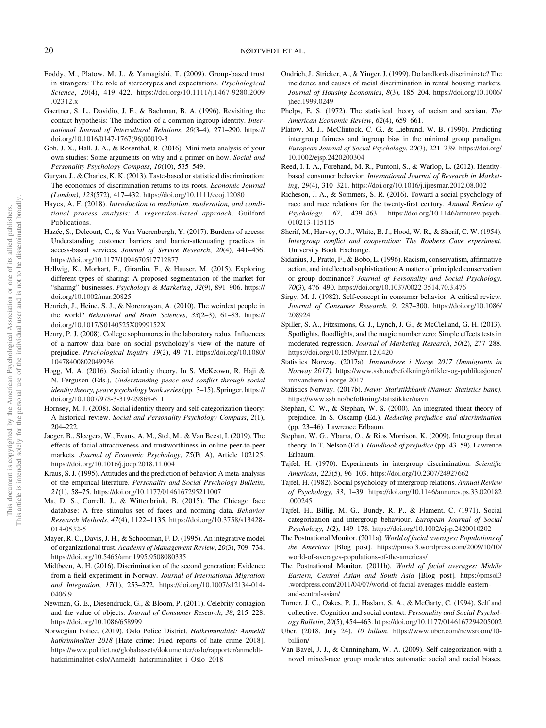Foddy, M., Platow, M. J., & Yamagishi, T. (2009). Group-based trust in strangers: The role of stereotypes and expectations. *Psychological Science*, *20*(4), 419–422. https://doi.org/10.1111/j.1467-9280.2009.02312.x

Gaertner, S. L., Dovidio, J. F., & Bachman, B. A. (1996). Revisiting the contact hypothesis: The induction of a common ingroup identity. *International Journal of Intercultural Relations*, *20*(3–4), 271–290. https://doi.org/10.1016/0147-1767(96)00019-3

Goh, J. X., Hall, J. A., & Rosenthal, R. (2016). Mini meta-analysis of your own studies: Some arguments on why and a primer on how. *Social and Personality Psychology Compass*, *10*(10), 535–549.

Guryan, J., & Charles, K. K. (2013). Taste-based or statistical discrimination: The economics of discrimination returns to its roots. *Economic Journal (London)*, *123*(572), 417–432. https://doi.org/10.1111/ecoj.12080

Hayes, A. F. (2018). *Introduction to mediation, moderation, and conditional process analysis: A regression-based approach*. Guilford Publications.

Hazée, S., Delcourt, C., & Van Vaerenbergh, Y. (2017). Burdens of access: Understanding customer barriers and barrier-attenuating practices in access-based services. *Journal of Service Research*, *20*(4), 441–456. https://doi.org/10.1177/1094670517712877

Hellwig, K., Morhart, F., Girardin, F., & Hauser, M. (2015). Exploring different types of sharing: A proposed segmentation of the market for "sharing" businesses. *Psychology & Marketing*, *32*(9), 891–906. https://doi.org/10.1002/mar.20825

Henrich, J., Heine, S. J., & Norenzayan, A. (2010). The weirdest people in the world? *Behavioral and Brain Sciences*, *33*(2–3), 61–83. https://doi.org/10.1017/S0140525X0999152X

Henry, P. J. (2008). College sophomores in the laboratory redux: Influences of a narrow data base on social psychology's view of the nature of prejudice. *Psychological Inquiry*, *19*(2), 49–71. https://doi.org/10.1080/10478400802049936

Hogg, M. A. (2016). Social identity theory. In S. McKeown, R. Haji & N. Ferguson (Eds.), *Understanding peace and conflict through social identity theory, peace psychology book series* (pp. 3–15). Springer. https://doi.org/10.1007/978-3-319-29869-6_1

Hornsey, M. J. (2008). Social identity theory and self-categorization theory: A historical review. *Social and Personality Psychology Compass*, *2*(1), 204–222.

Jaeger, B., Sleegers, W., Evans, A. M., Stel, M., & Van Beest, I. (2019). The effects of facial attractiveness and trustworthiness in online peer-to-peer markets. *Journal of Economic Psychology*, *75*(Pt A), Article 102125. https://doi.org/10.1016/j.joep.2018.11.004

Kraus, S. J. (1995). Attitudes and the prediction of behavior: A meta-analysis of the empirical literature. *Personality and Social Psychology Bulletin*, *21*(1), 58–75. https://doi.org/10.1177/0146167295211007

Ma, D. S., Correll, J., & Wittenbrink, B. (2015). The Chicago face database: A free stimulus set of faces and norming data. *Behavior Research Methods*, *47*(4), 1122–1135. https://doi.org/10.3758/s13428-014-0532-5

Mayer, R. C., Davis, J. H., & Schoorman, F. D. (1995). An integrative model of organizational trust. *Academy of Management Review*, *20*(3), 709–734. https://doi.org/10.5465/amr.1995.9508080335

Midtbøen, A. H. (2016). Discrimination of the second generation: Evidence from a field experiment in Norway. *Journal of International Migration and Integration*, *17*(1), 253–272. https://doi.org/10.1007/s12134-014-0406-9

Newman, G. E., Diesendruck, G., & Bloom, P. (2011). Celebrity contagion and the value of objects. *Journal of Consumer Research*, *38*, 215–228. https://doi.org/10.1086/658999

Norwegian Police. (2019). Oslo Police District. *Hatkriminalitet: Anmeldt hatkriminalitet 2018* [Hate crime: Filed reports of hate crime 2018]. https://www.politiet.no/globalassets/dokumenter/oslo/rapporter/anmeldt-hatkriminalitet-oslo/Anmeldt_hatkriminalitet_i_Oslo_2018

Ondrich, J., Stricker, A., & Yinger, J. (1999). Do landlords discriminate? The incidence and causes of racial discrimination in rental housing markets. *Journal of Housing Economics*, *8*(3), 185–204. https://doi.org/10.1006/jhec.1999.0249

Phelps, E. S. (1972). The statistical theory of racism and sexism. *The American Economic Review*, *62*(4), 659–661.

Platow, M. J., McClintock, C. G., & Liebrand, W. B. (1990). Predicting intergroup fairness and ingroup bias in the minimal group paradigm. *European Journal of Social Psychology*, *20*(3), 221–239. https://doi.org/10.1002/ejsp.2420200304

Reed, I. I. A., Forehand, M. R., Puntoni, S., & Warlop, L. (2012). Identity-based consumer behavior. *International Journal of Research in Marketing*, *29*(4), 310–321. https://doi.org/10.1016/j.ijresmar.2012.08.002

Richeson, J. A., & Sommers, S. R. (2016). Toward a social psychology of race and race relations for the twenty-first century. *Annual Review of Psychology*, *67*, 439–463. https://doi.org/10.1146/annurev-psych-010213-115115

Sherif, M., Harvey, O. J., White, B. J., Hood, W. R., & Sherif, C. W. (1954). *Intergroup conflict and cooperation: The Robbers Cave experiment*. University Book Exchange.

Sidanius, J., Pratto, F., & Bobo, L. (1996). Racism, conservatism, affirmative action, and intellectual sophistication: A matter of principled conservatism or group dominance? *Journal of Personality and Social Psychology*, *70*(3), 476–490. https://doi.org/10.1037/0022-3514.70.3.476

Sirgy, M. J. (1982). Self-concept in consumer behavior: A critical review. *Journal of Consumer Research*, *9*, 287–300. https://doi.org/10.1086/208924

Spiller, S. A., Fitzsimons, G. J., Lynch, J. G., & McClelland, G. H. (2013). Spotlights, floodlights, and the magic number zero: Simple effects tests in moderated regression. *Journal of Marketing Research*, *50*(2), 277–288. https://doi.org/10.1509/jmr.12.0420

Statistics Norway. (2017a). *Innvandrere i Norge 2017 (Immigrants in Norway 2017)*. https://www.ssb.no/befolkning/artikler-og-publikasjoner/innvandrere-i-norge-2017

Statistics Norway. (2017b). *Navn: Statistikkbank (Names: Statistics bank)*. https://www.ssb.no/befolkning/statistikker/navn

Stephan, C. W., & Stephan, W. S. (2000). An integrated threat theory of prejudice. In S. Oskamp (Ed.), *Reducing prejudice and discrimination* (pp. 23–46). Lawrence Erlbaum.

Stephan, W. G., Ybarra, O., & Rios Morrison, K. (2009). Intergroup threat theory. In T. Nelson (Ed.), *Handbook of prejudice* (pp. 43–59). Lawrence Erlbaum.

Tajfel, H. (1970). Experiments in intergroup discrimination. *Scientific American*, *223*(5), 96–103. https://doi.org/10.2307/24927662

Tajfel, H. (1982). Social psychology of intergroup relations. *Annual Review of Psychology*, *33*, 1–39. https://doi.org/10.1146/annurev.ps.33.020182.000245

Tajfel, H., Billig, M. G., Bundy, R. P., & Flament, C. (1971). Social categorization and intergroup behaviour. *European Journal of Social Psychology*, *1*(2), 149–178. https://doi.org/10.1002/ejsp.2420010202

The Postnational Monitor. (2011a). *World of facial averages: Populations of the Americas* [Blog post]. https://pmsol3.wordpress.com/2009/10/10/world-of-averages-populations-of-the-americas/

The Postnational Monitor. (2011b). *World of facial averages: Middle Eastern, Central Asian and South Asia* [Blog post]. https://pmsol3.wordpress.com/2011/04/07/world-of-facial-averages-middle-eastern-and-central-asian/

Turner, J. C., Oakes, P. J., Haslam, S. A., & McGarty, C. (1994). Self and collective: Cognition and social context. *Personality and Social Psychology Bulletin*, *20*(5), 454–463. https://doi.org/10.1177/0146167294205002

Uber. (2018, July 24). *10 billion*. https://www.uber.com/newsroom/10-billion/

Van Bavel, J. J., & Cunningham, W. A. (2009). Self-categorization with a novel mixed-race group moderates automatic social and racial biases.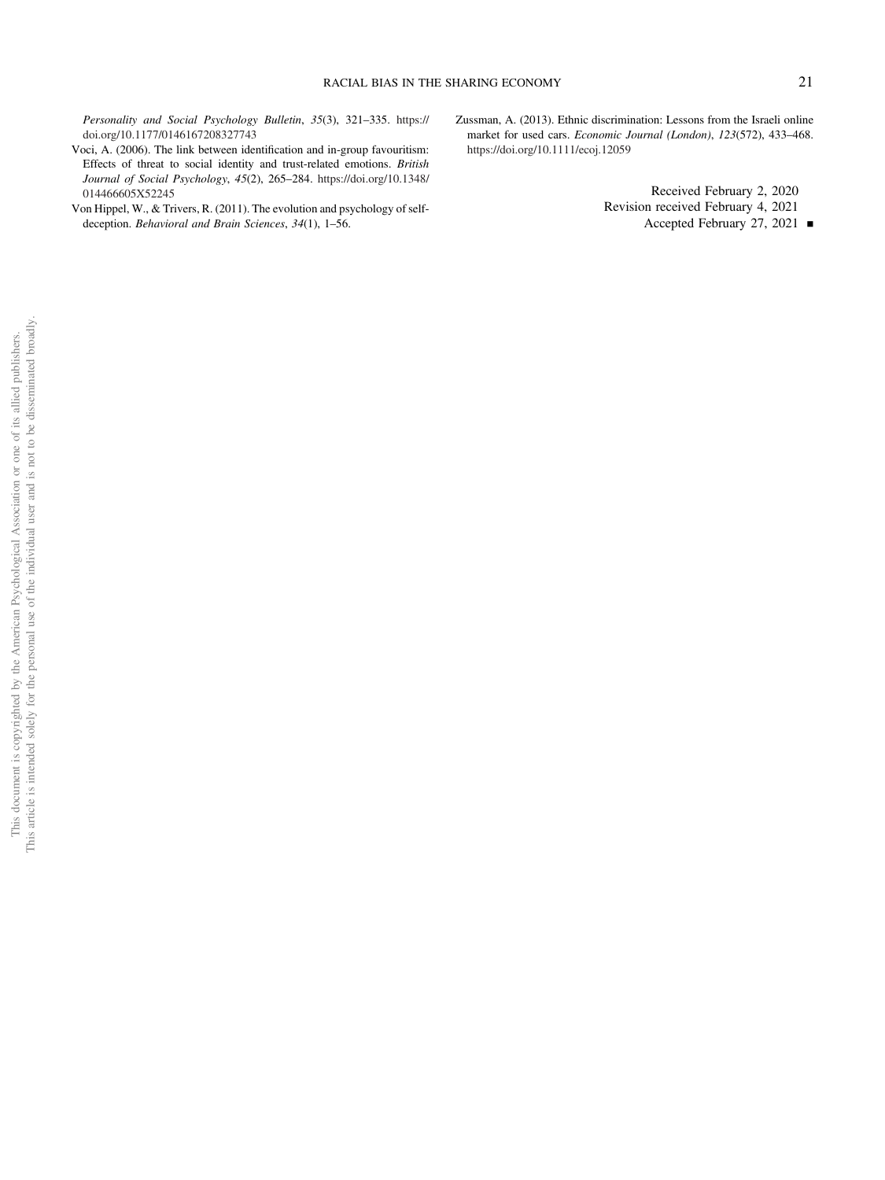*Personality and Social Psychology Bulletin*, *35*(3), 321–335. https://doi.org/10.1177/0146167208327743

Voci, A. (2006). The link between identification and in-group favouritism: Effects of threat to social identity and trust-related emotions. *British Journal of Social Psychology*, *45*(2), 265–284. https://doi.org/10.1348/014466605X52245

Von Hippel, W., & Trivers, R. (2011). The evolution and psychology of self-deception. *Behavioral and Brain Sciences*, *34*(1), 1–56.

Zussman, A. (2013). Ethnic discrimination: Lessons from the Israeli online market for used cars. *Economic Journal (London)*, *123*(572), 433–468. https://doi.org/10.1111/ecoj.12059

Received February 2, 2020
Revision received February 4, 2021
Accepted February 27, 2021 ■

This document is copyrighted by the American Psychological Association or one of its allied publishers.
This article is intended solely for the personal use of the individual user and is not to be disseminated broadly.